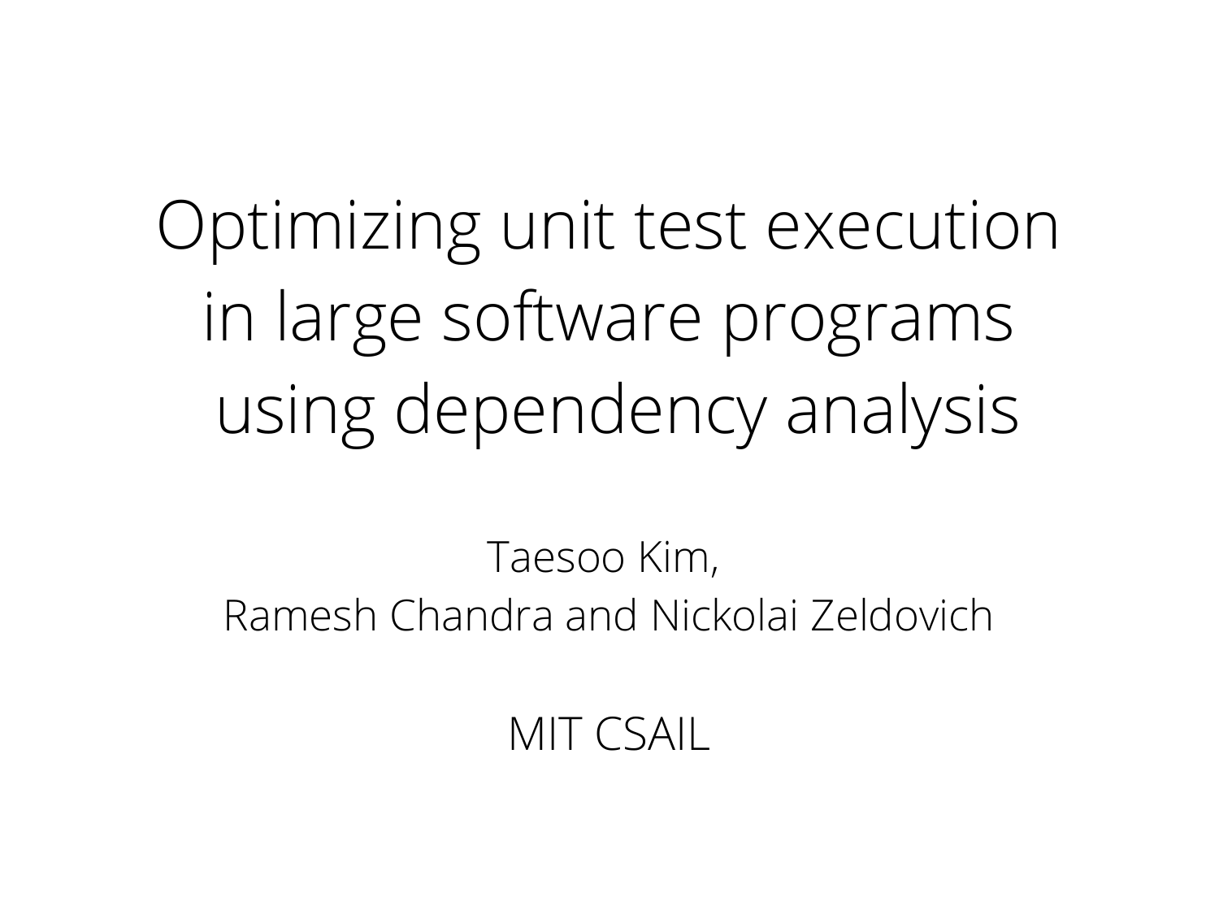# Optimizing unit test execution in large software programs using dependency analysis

Taesoo Kim,
Ramesh Chandra and Nickolai Zeldovich

MIT CSAIL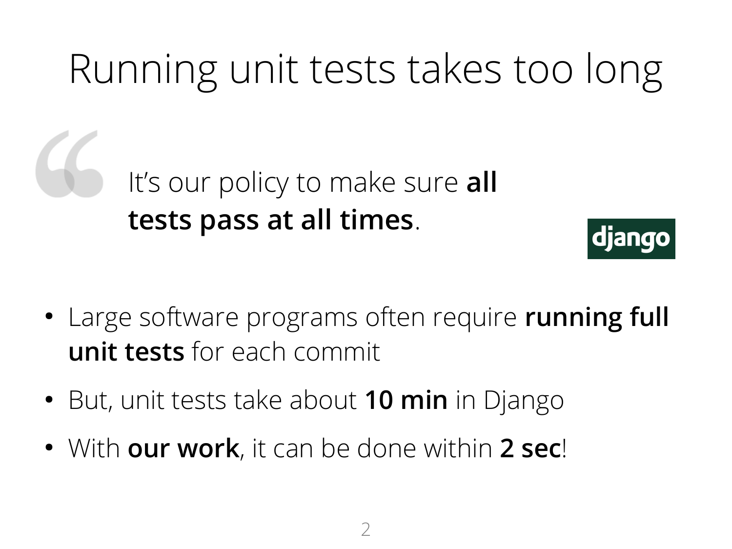# Running unit tests takes too long

> It's our policy to make sure **all tests pass at all times**.

django

- Large software programs often require **running full unit tests** for each commit
- But, unit tests take about **10 min** in Django
- With **our work**, it can be done within **2 sec**!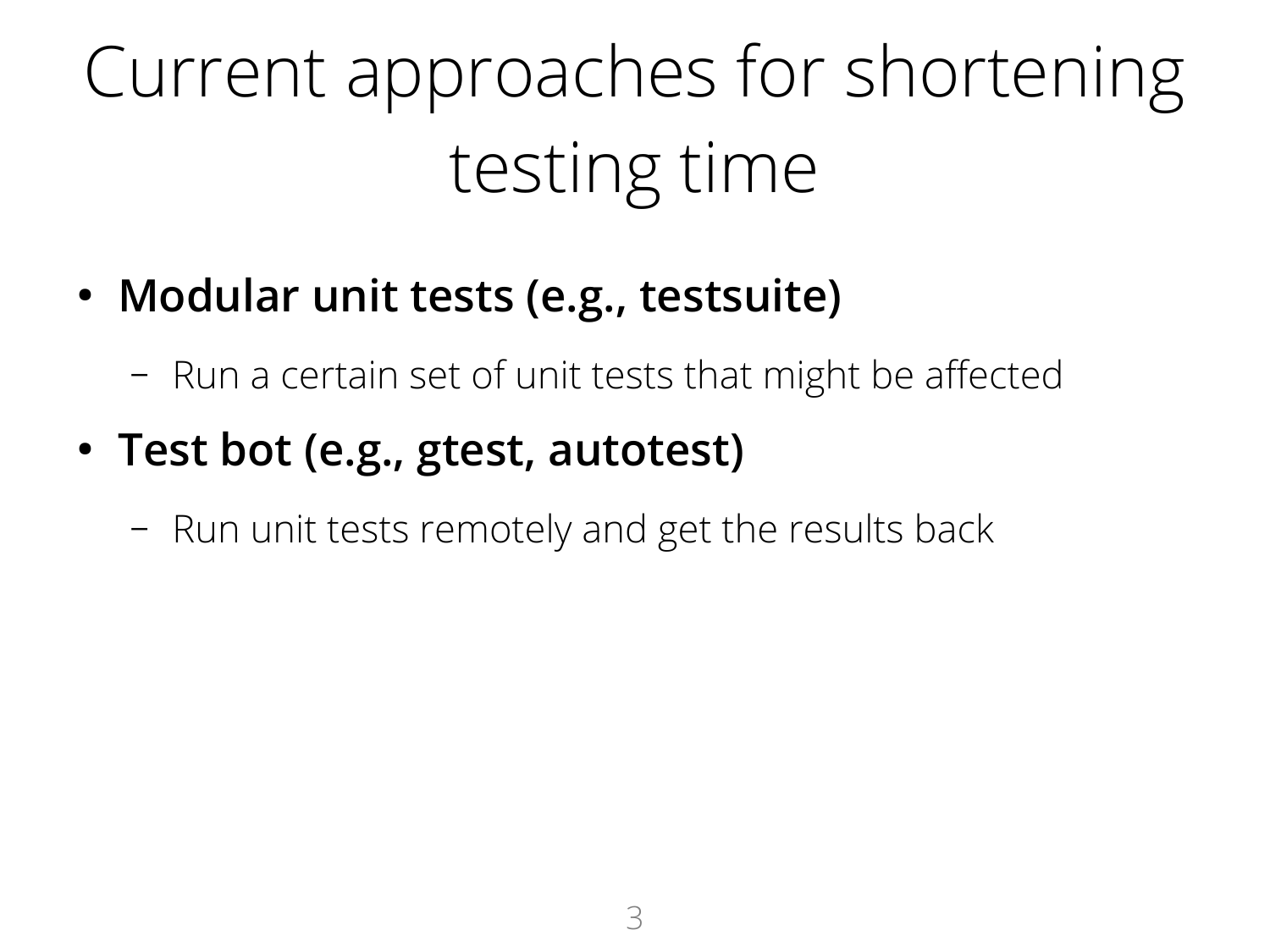# Current approaches for shortening testing time

- **Modular unit tests (e.g., testsuite)**
  - Run a certain set of unit tests that might be affected
- **Test bot (e.g., gtest, autotest)**
  - Run unit tests remotely and get the results back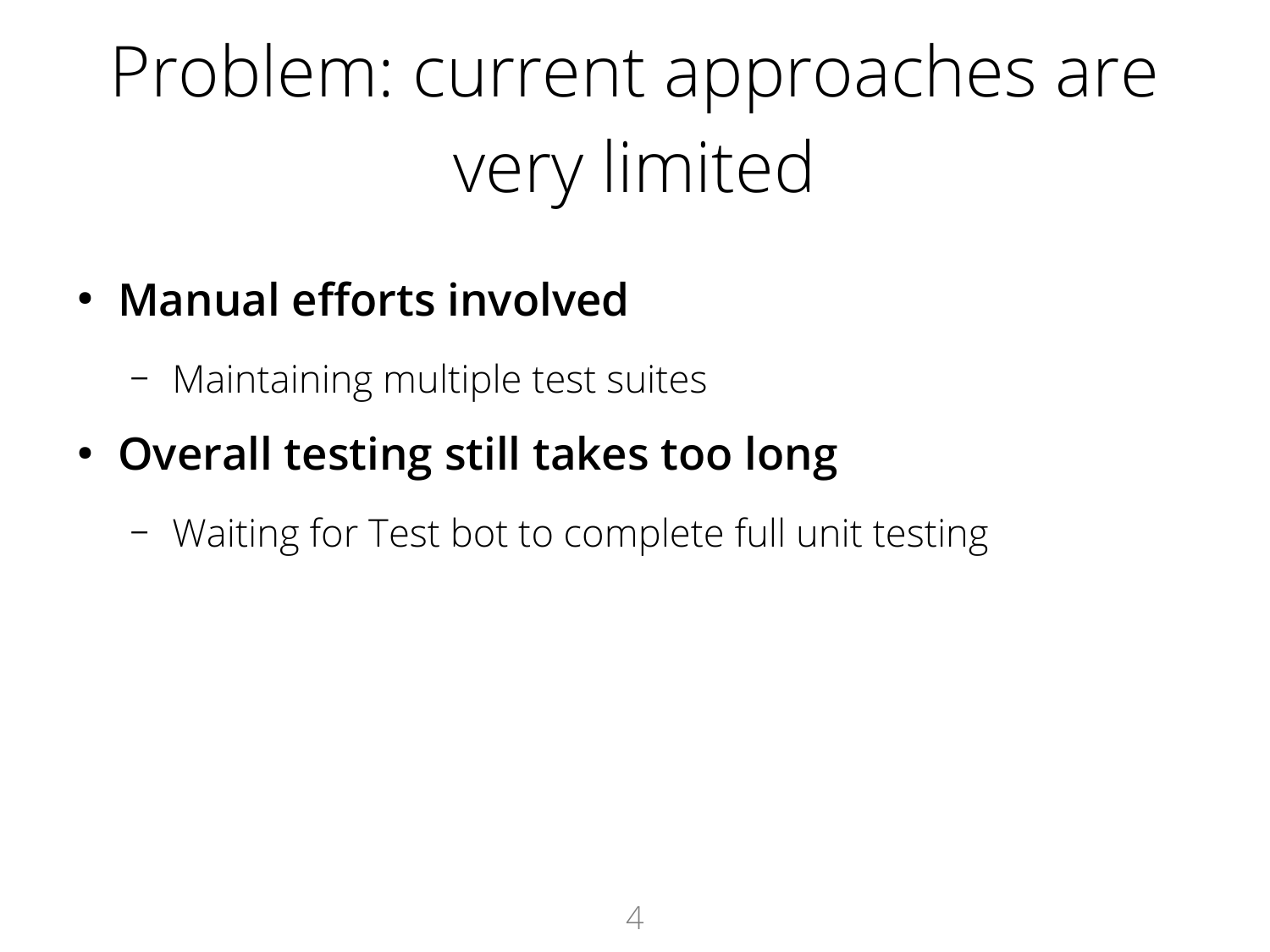# Problem: current approaches are very limited

- **Manual efforts involved**
  - Maintaining multiple test suites
- **Overall testing still takes too long**
  - Waiting for Test bot to complete full unit testing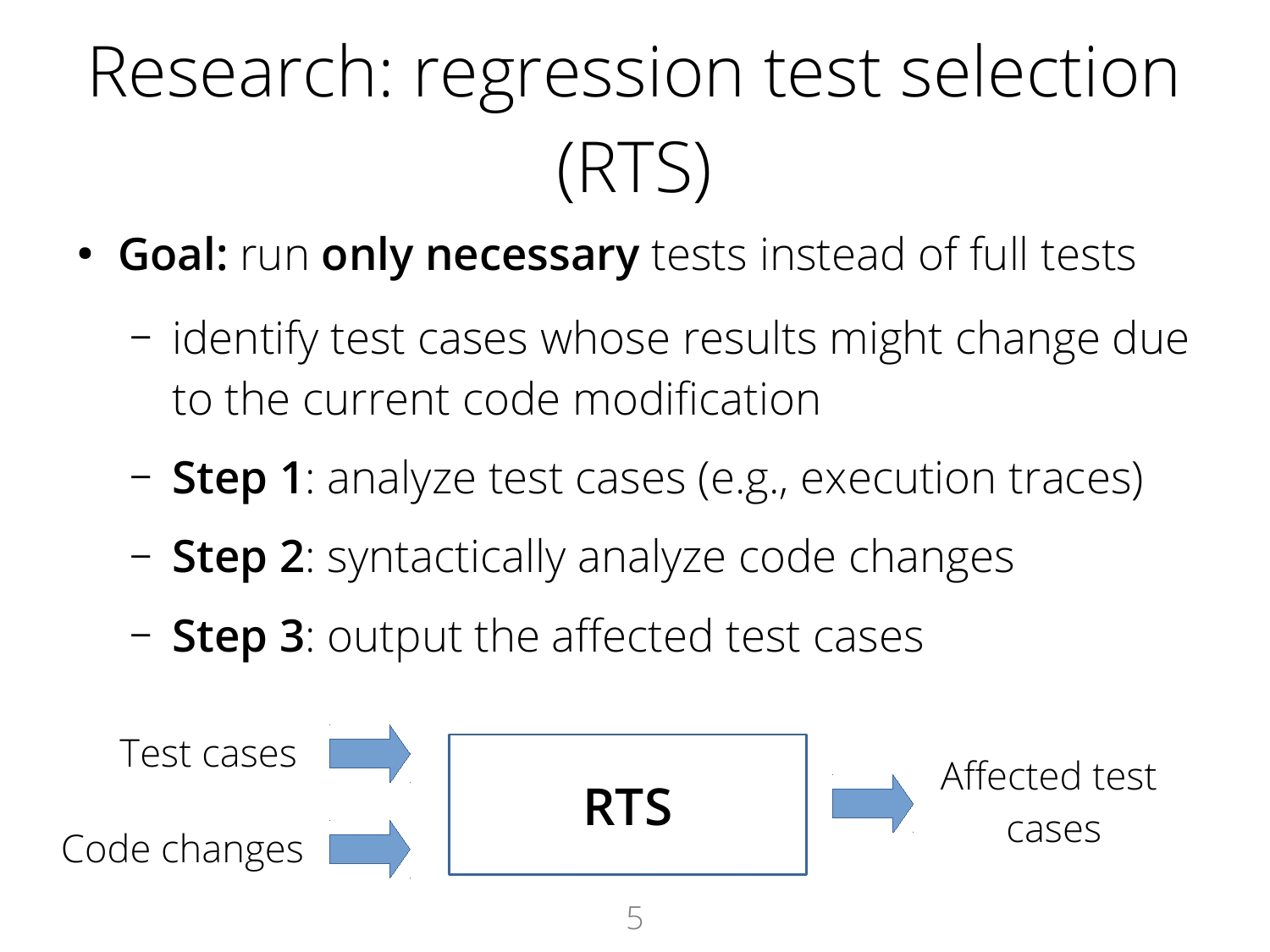# Research: regression test selection (RTS)

- **Goal:** run **only necessary** tests instead of full tests
  - identify test cases whose results might change due to the current code modification
  - **Step 1**: analyze test cases (e.g., execution traces)
  - **Step 2**: syntactically analyze code changes
  - **Step 3**: output the affected test cases

Test cases → **RTS** → Affected test cases

Code changes → **RTS**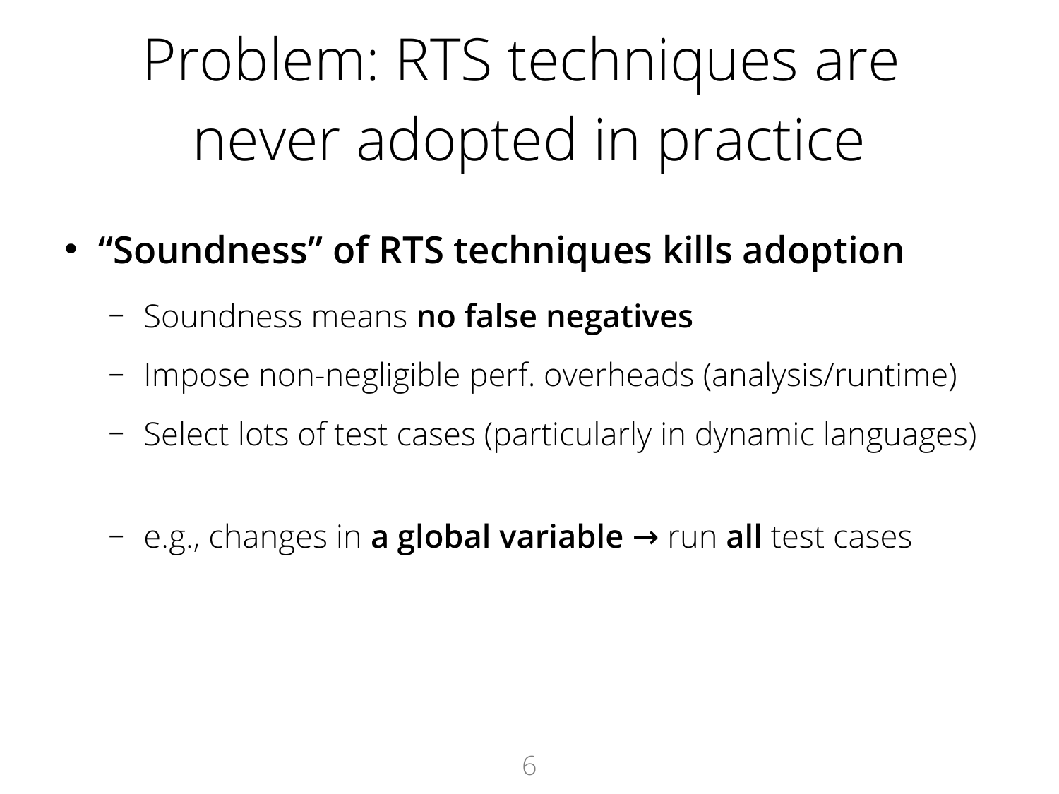# Problem: RTS techniques are never adopted in practice

- **"Soundness" of RTS techniques kills adoption**
  - Soundness means **no false negatives**
  - Impose non-negligible perf. overheads (analysis/runtime)
  - Select lots of test cases (particularly in dynamic languages)

  - e.g., changes in **a global variable →** run **all** test cases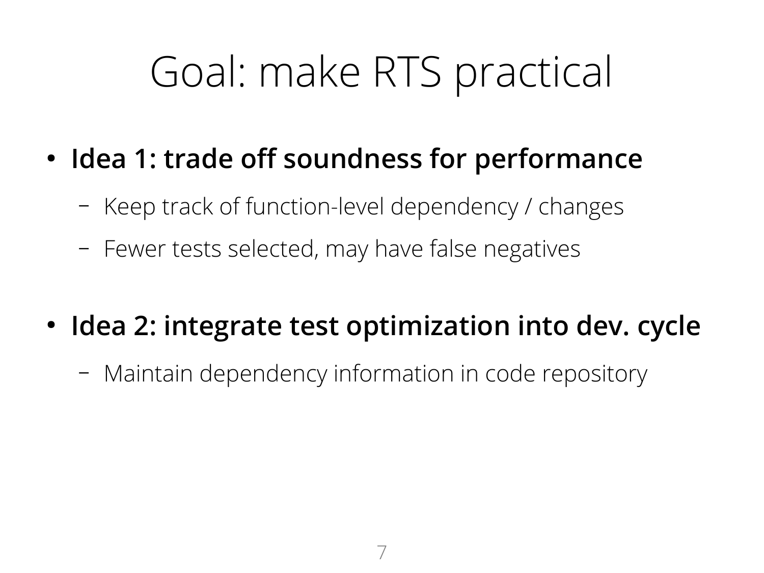# Goal: make RTS practical

- **Idea 1: trade off soundness for performance**
  - Keep track of function-level dependency / changes
  - Fewer tests selected, may have false negatives

- **Idea 2: integrate test optimization into dev. cycle**
  - Maintain dependency information in code repository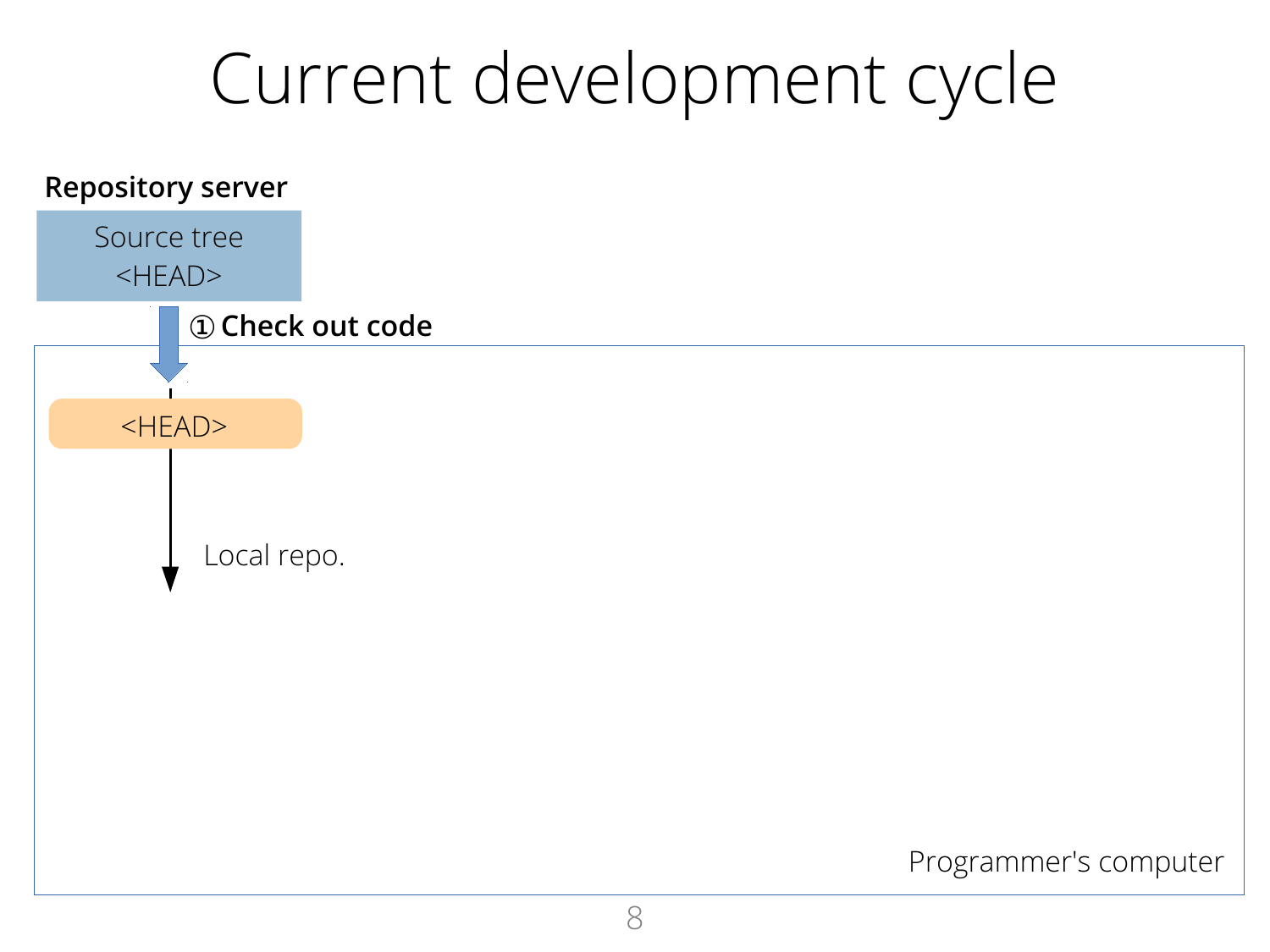# Current development cycle

**Repository server**

Source tree
<HEAD>

**① Check out code**

<HEAD>

Local repo.

Programmer's computer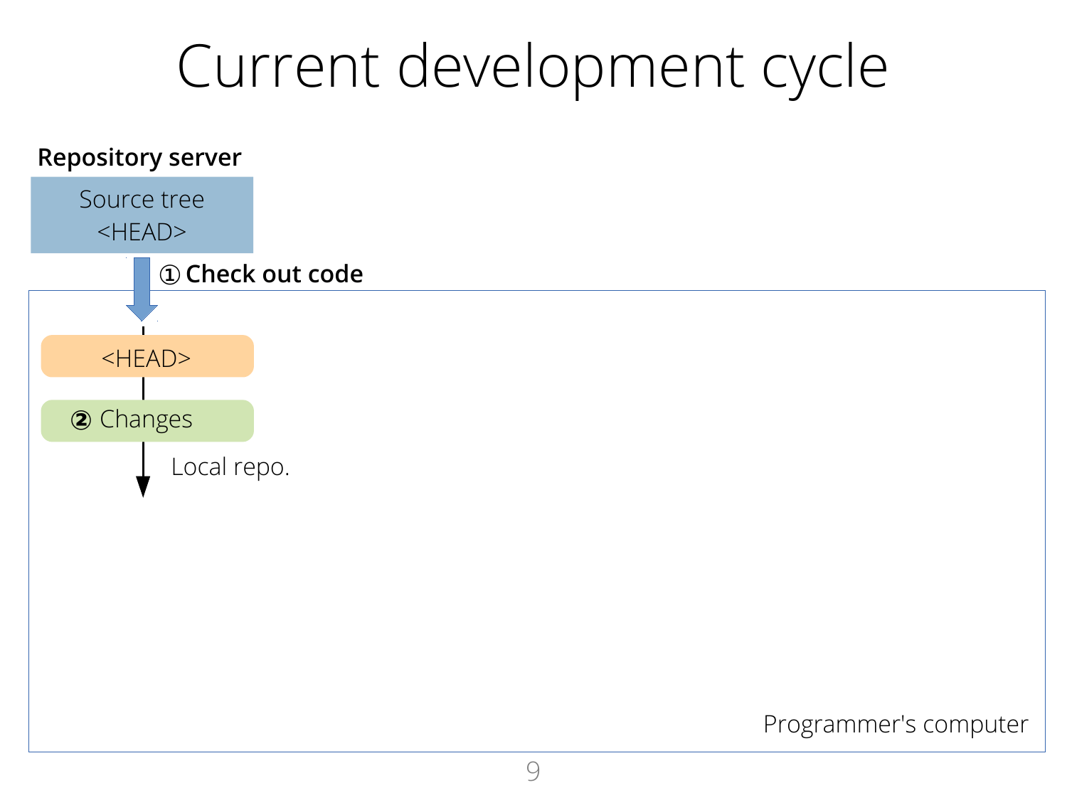# Current development cycle

**Repository server**

Source tree
<HEAD>

① **Check out code**

<HEAD>

② Changes

Local repo.

Programmer's computer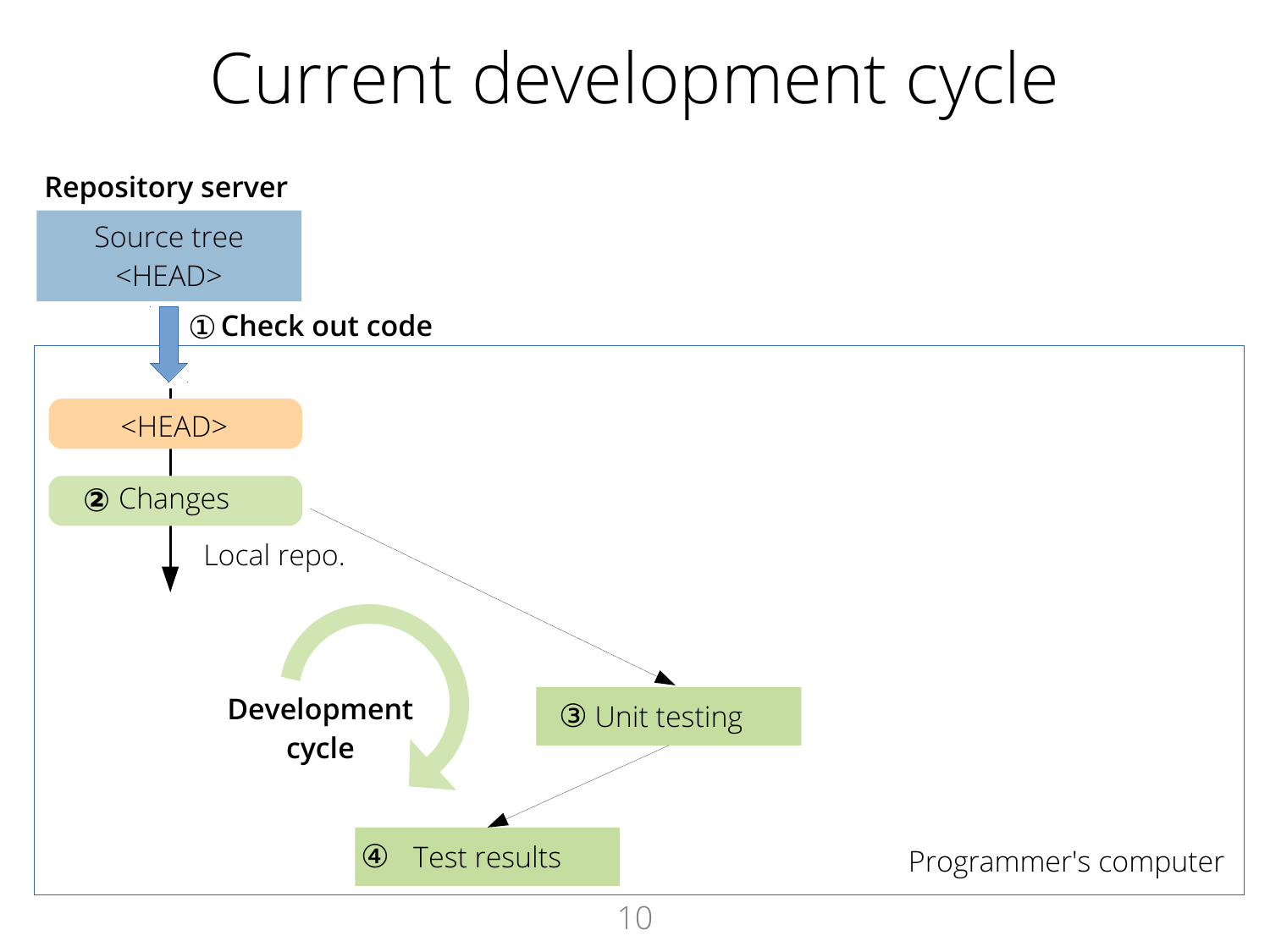# Current development cycle

**Repository server**

Source tree
<HEAD>

① **Check out code**

<HEAD>

② Changes

Local repo.

**Development cycle**

③ Unit testing

④ Test results

Programmer's computer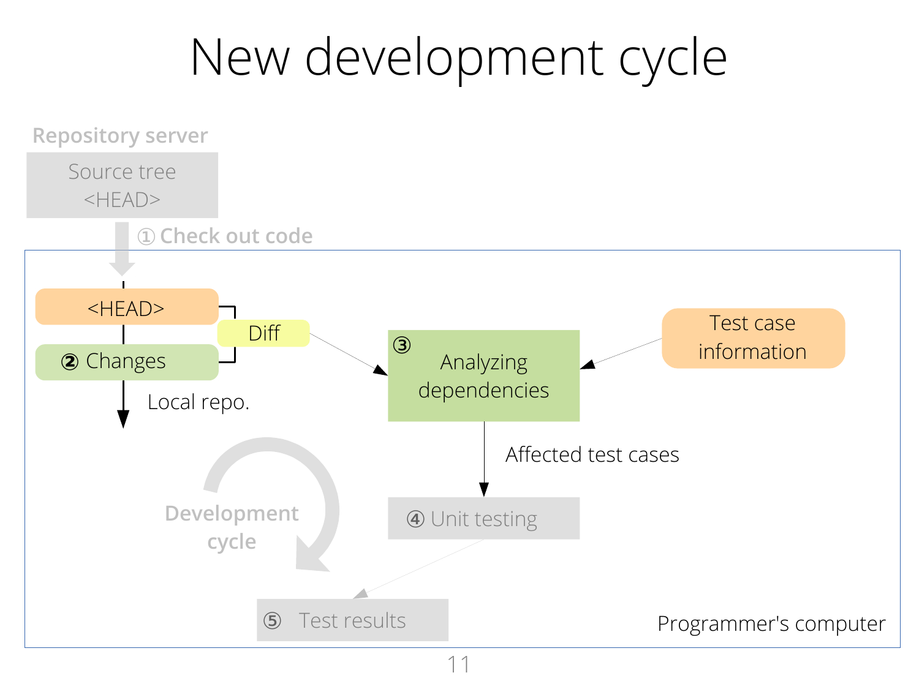# New development cycle

Repository server

Source tree <HEAD>

① Check out code

<HEAD>

Diff

② Changes

Local repo.

③ Analyzing dependencies

Test case information

Affected test cases

④ Unit testing

Development cycle

⑤ Test results

Programmer's computer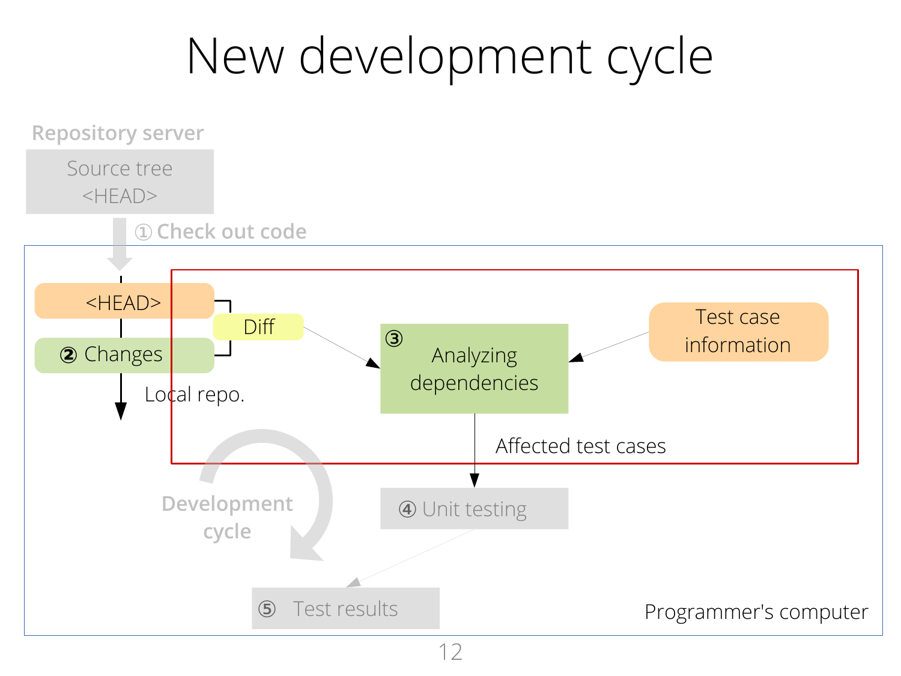# New development cycle

Repository server

Source tree <HEAD>

① Check out code

<HEAD>

② Changes

Diff

Local repo.

③ Analyzing dependencies

Test case information

Affected test cases

Development cycle

④ Unit testing

⑤ Test results

Programmer's computer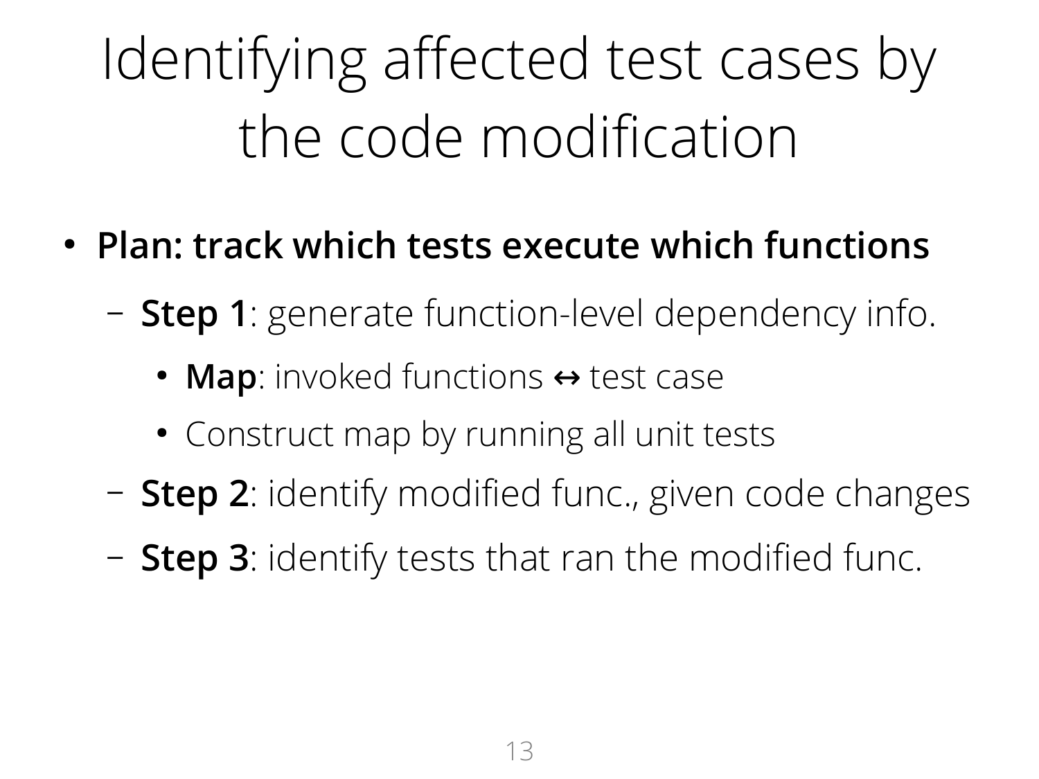# Identifying affected test cases by the code modification

- **Plan: track which tests execute which functions**
  - **Step 1**: generate function-level dependency info.
    - **Map**: invoked functions ↔ test case
    - Construct map by running all unit tests
  - **Step 2**: identify modified func., given code changes
  - **Step 3**: identify tests that ran the modified func.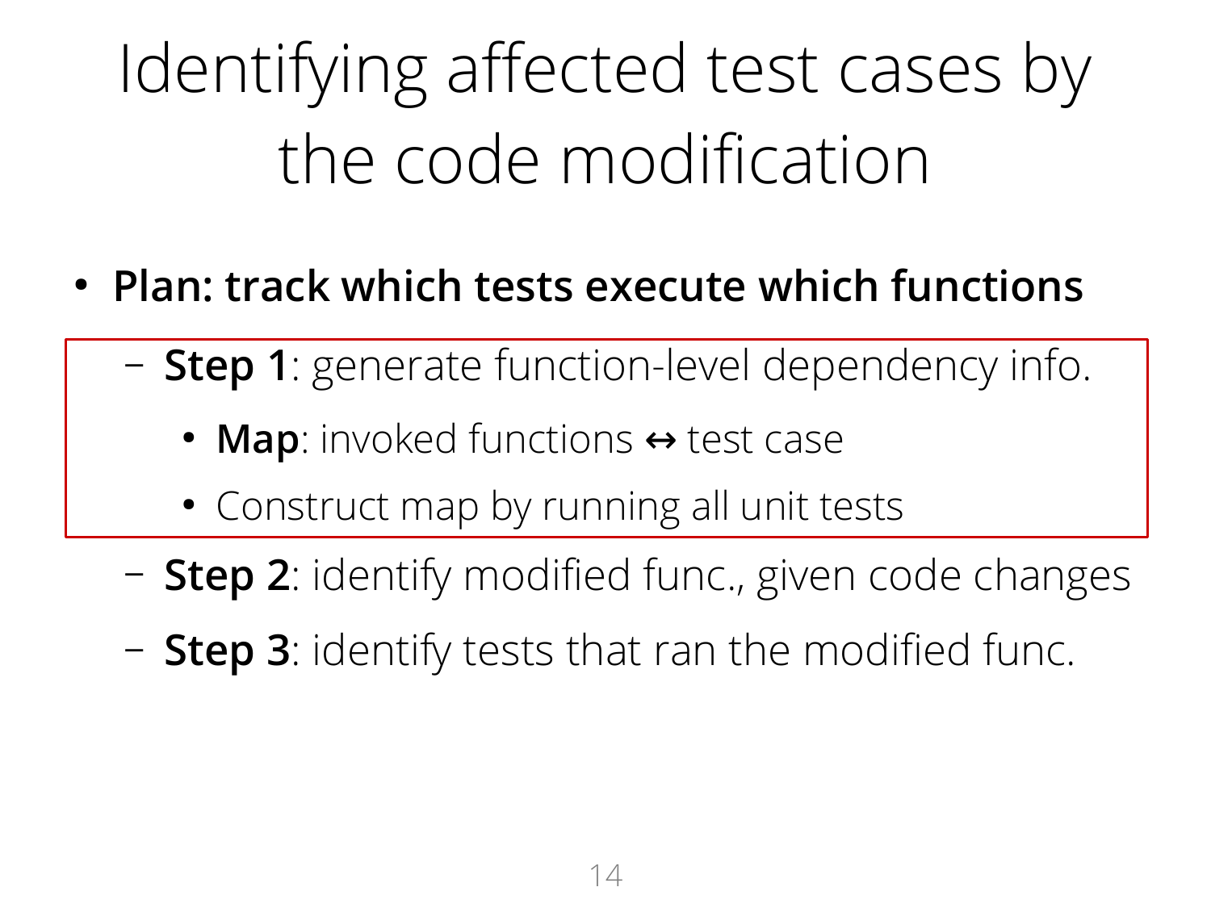# Identifying affected test cases by the code modification

- **Plan: track which tests execute which functions**
  - **Step 1**: generate function-level dependency info.
    - **Map**: invoked functions ↔ test case
    - Construct map by running all unit tests
  - **Step 2**: identify modified func., given code changes
  - **Step 3**: identify tests that ran the modified func.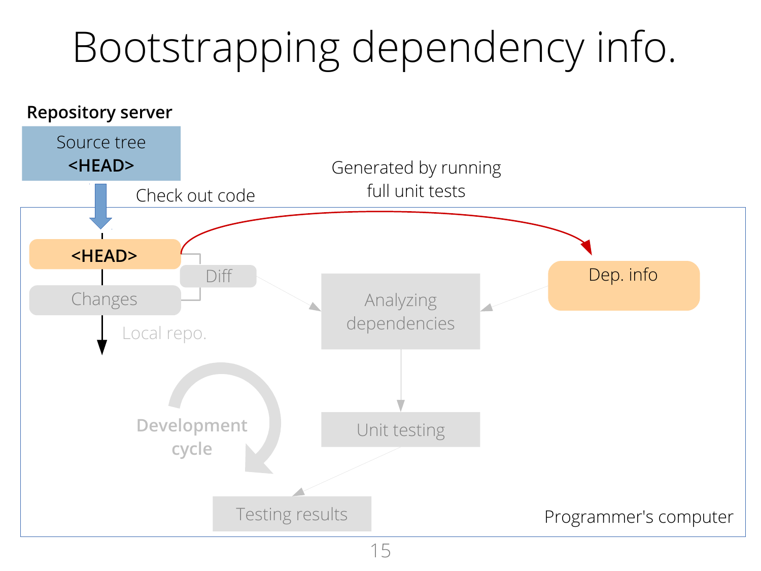# Bootstrapping dependency info.

**Repository server**

Source tree
**<HEAD>**

Check out code

Generated by running full unit tests

**<HEAD>**

Diff

Changes

Local repo.

Analyzing dependencies

Dep. info

**Development cycle**

Unit testing

Testing results

Programmer's computer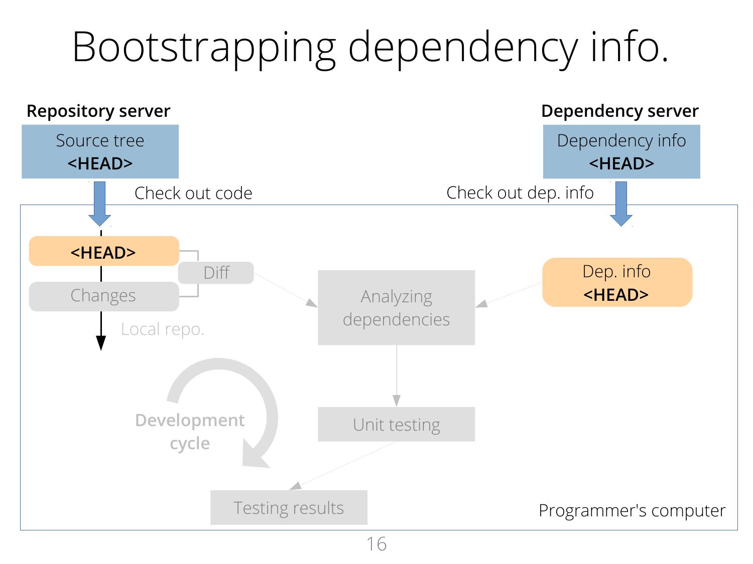# Bootstrapping dependency info.

**Repository server**

Source tree
**<HEAD>**

Check out code

**Dependency server**

Dependency info
**<HEAD>**

Check out dep. info

**<HEAD>**

Diff

Changes

Local repo.

Analyzing dependencies

Dep. info
**<HEAD>**

**Development cycle**

Unit testing

Testing results

Programmer's computer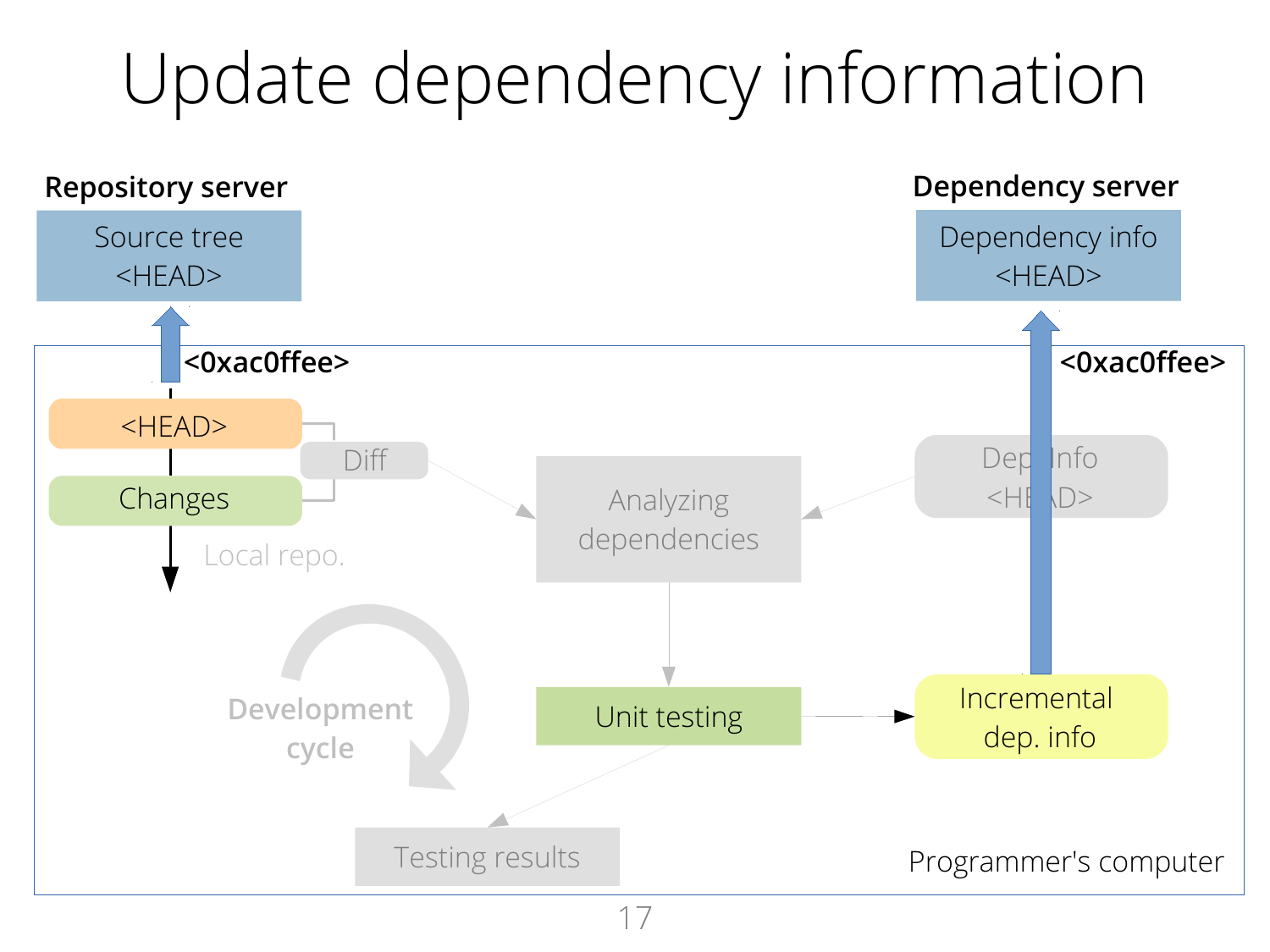# Update dependency information

**Repository server**

Source tree
<HEAD>

**Dependency server**

Dependency info
<HEAD>

**<0xac0ffee>**

**<0xac0ffee>**

<HEAD>

Changes

Diff

Local repo.

Analyzing dependencies

Dep. Info
<HEAD>

**Development cycle**

Unit testing

Incremental dep. info

Testing results

Programmer's computer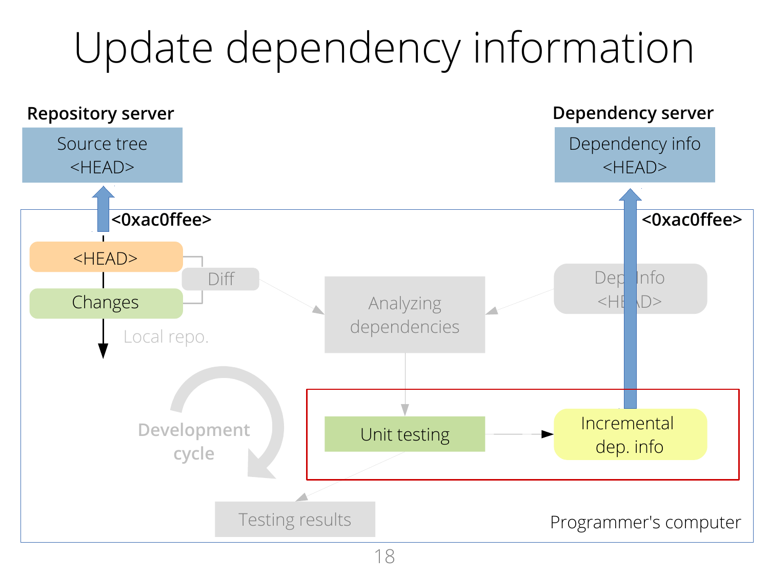# Update dependency information

**Repository server**

Source tree
<HEAD>

**Dependency server**

Dependency info
<HEAD>

**<0xac0ffee>**

**<0xac0ffee>**

<HEAD>

Diff

Changes

Local repo.

Analyzing dependencies

Dep. Info
<HEAD>

**Development cycle**

Unit testing

Incremental dep. info

Testing results

Programmer's computer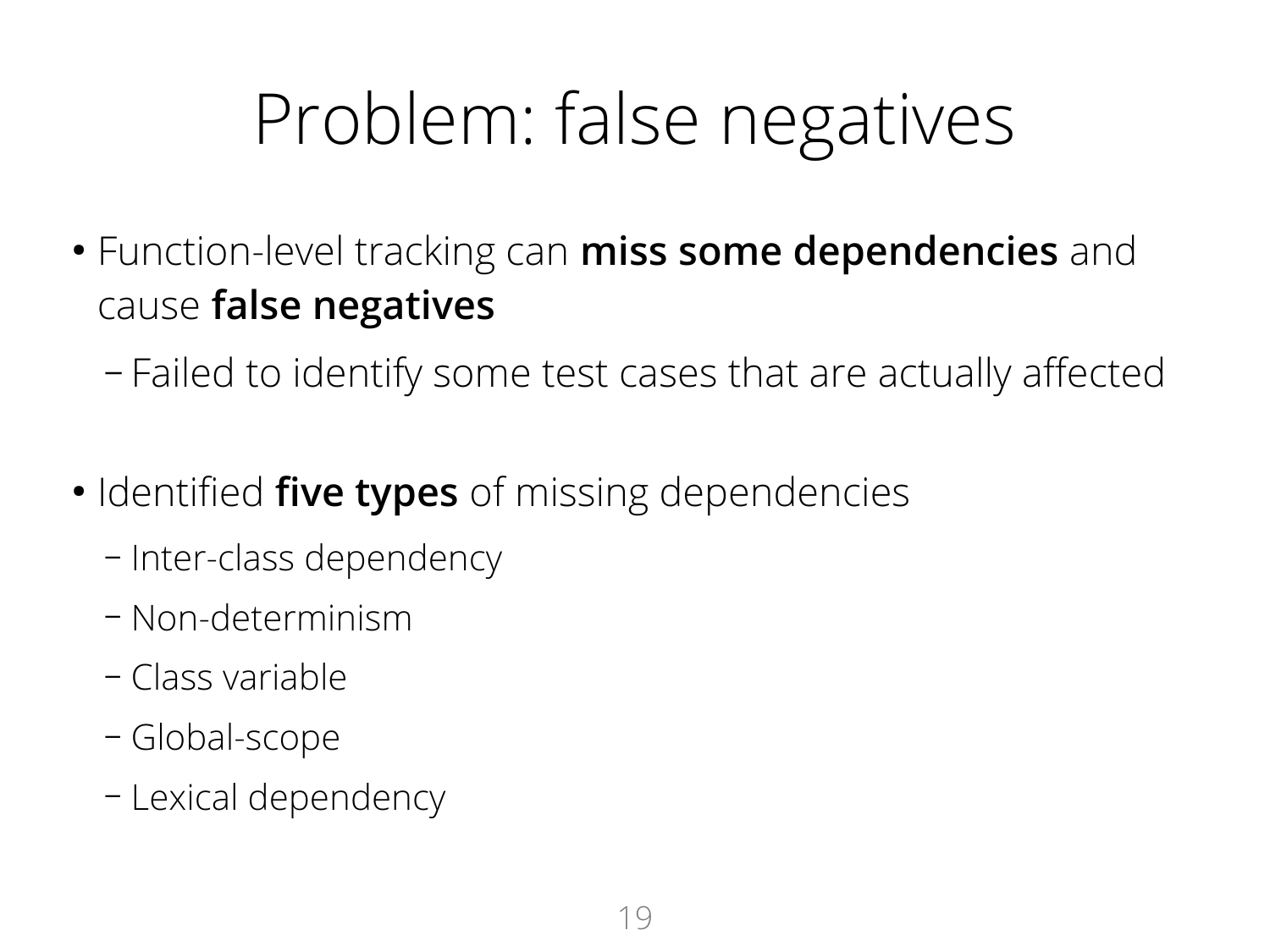# Problem: false negatives

- Function-level tracking can **miss some dependencies** and cause **false negatives**
  - Failed to identify some test cases that are actually affected
- Identified **five types** of missing dependencies
  - Inter-class dependency
  - Non-determinism
  - Class variable
  - Global-scope
  - Lexical dependency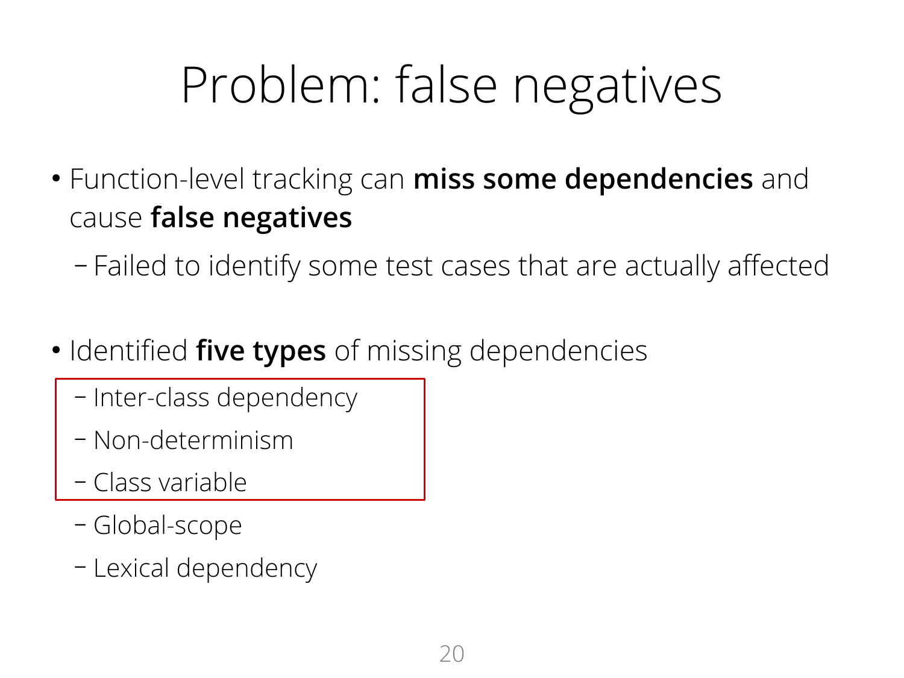# Problem: false negatives

- Function-level tracking can **miss some dependencies** and cause **false negatives**
  - Failed to identify some test cases that are actually affected

- Identified **five types** of missing dependencies
  - Inter-class dependency
  - Non-determinism
  - Class variable
  - Global-scope
  - Lexical dependency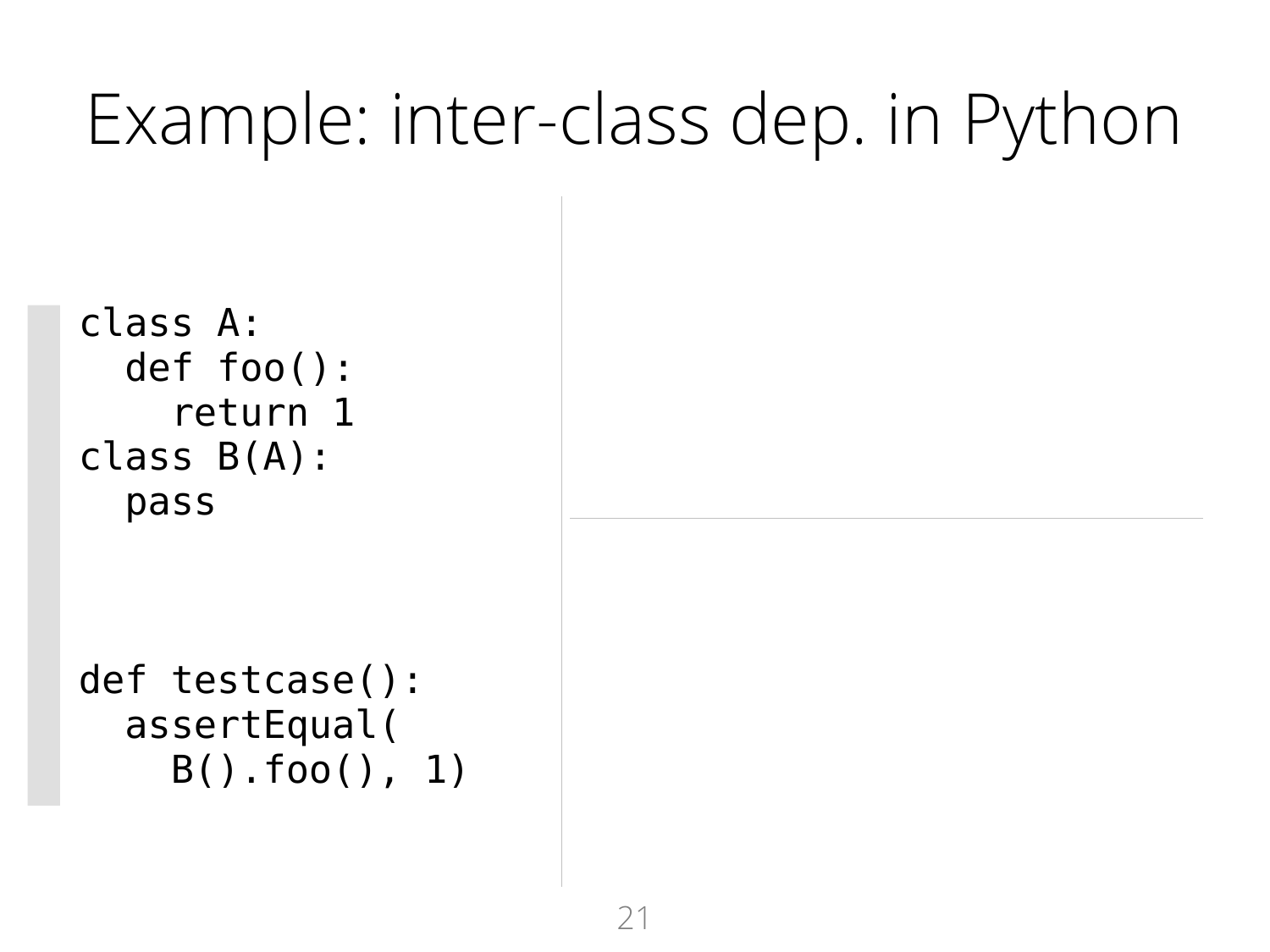# Example: inter-class dep. in Python

```python
class A:
  def foo():
    return 1
class B(A):
  pass



def testcase():
  assertEqual(
    B().foo(), 1)
```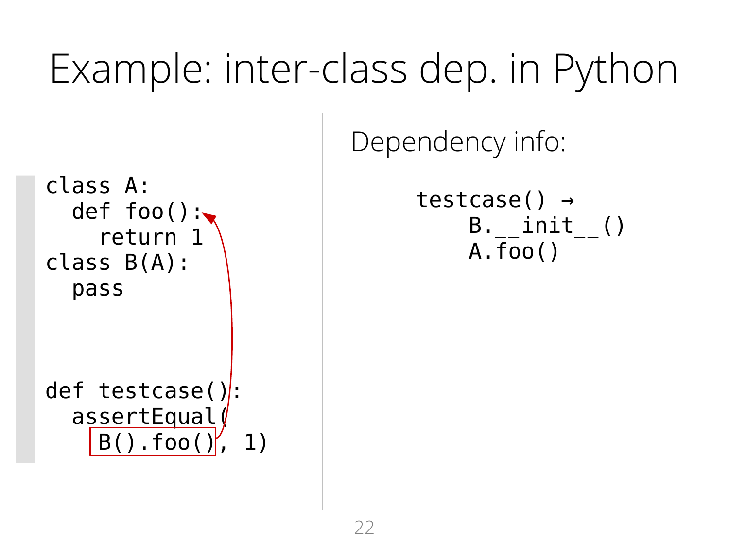# Example: inter-class dep. in Python

```python
class A:
  def foo():
    return 1
class B(A):
  pass



def testcase():
  assertEqual(
    B().foo(), 1)
```

Dependency info:

```
testcase() →
    B.__init__()
    A.foo()
```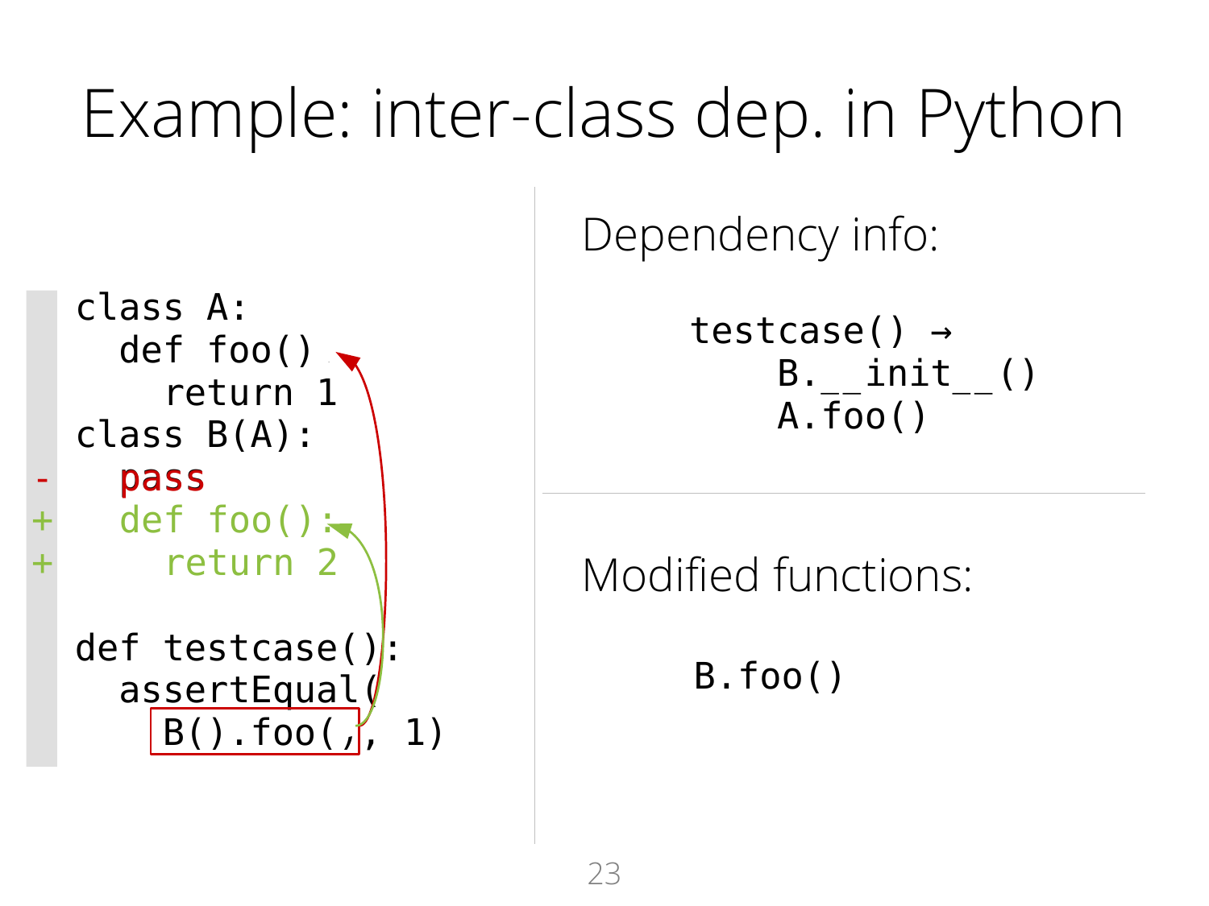# Example: inter-class dep. in Python

```
  class A:
    def foo()
      return 1
  class B(A):
-   pass
+   def foo():
+     return 2

  def testcase():
    assertEqual(
      B().foo(), 1)
```

Dependency info:

```
testcase() →
    B.__init__()
    A.foo()
```

Modified functions:

```
B.foo()
```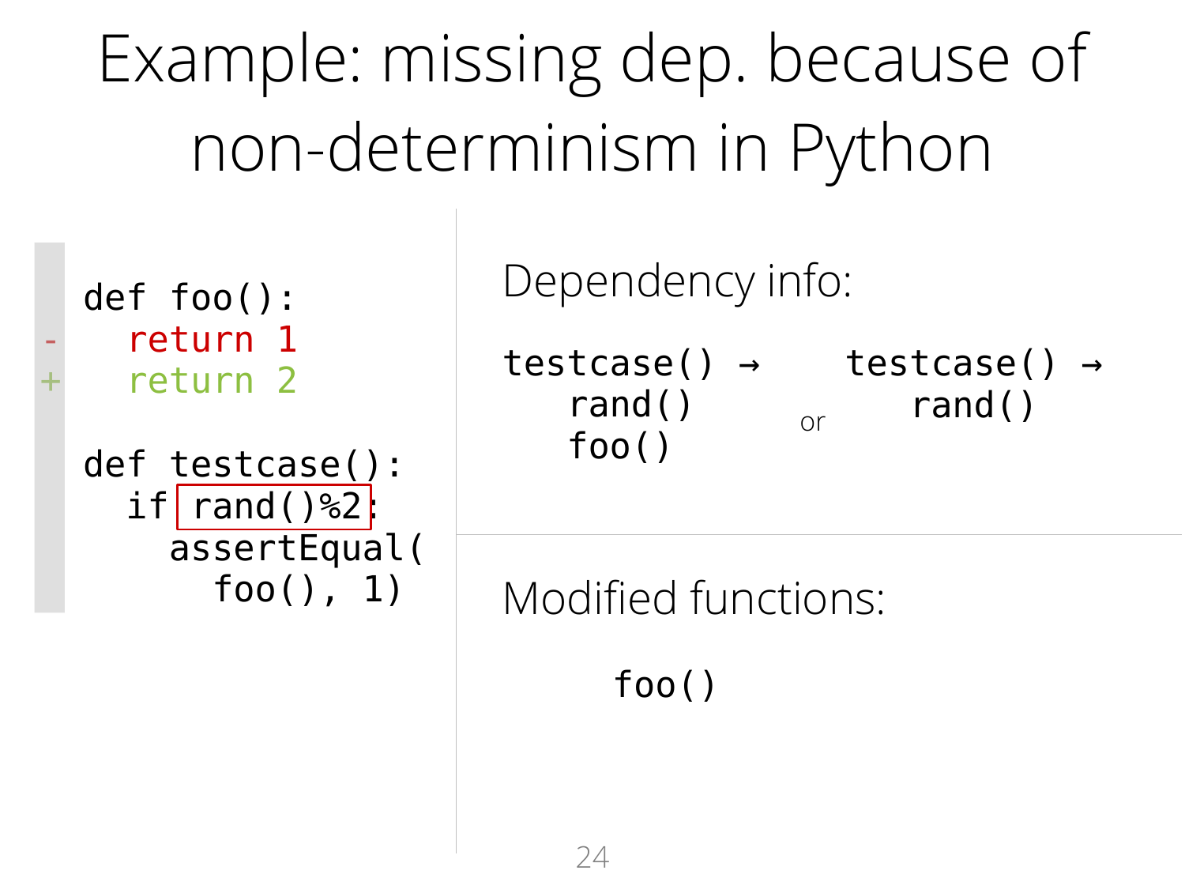# Example: missing dep. because of non-determinism in Python

```diff
 def foo():
-  return 1
+  return 2

 def testcase():
   if rand()%2:
     assertEqual(
       foo(), 1)
```

Dependency info:

```
testcase() →
    rand()
    foo()
```

or

```
testcase() →
    rand()
```

Modified functions:

```
foo()
```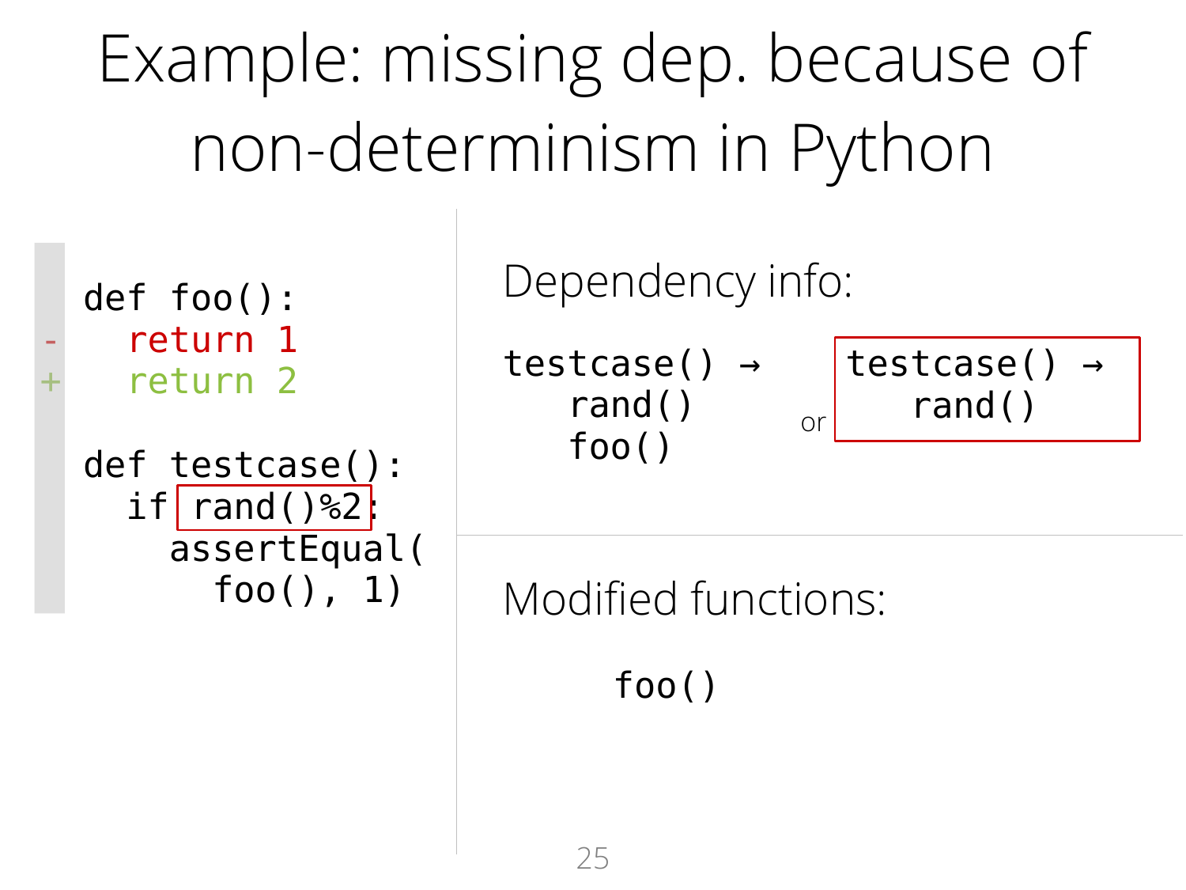# Example: missing dep. because of non-determinism in Python

```diff
def foo():
-   return 1
+   return 2

def testcase():
    if rand()%2:
        assertEqual(
            foo(), 1)
```

Dependency info:

```
testcase() →
    rand()
    foo()
```

or

```
testcase() →
    rand()
```

Modified functions:

```
foo()
```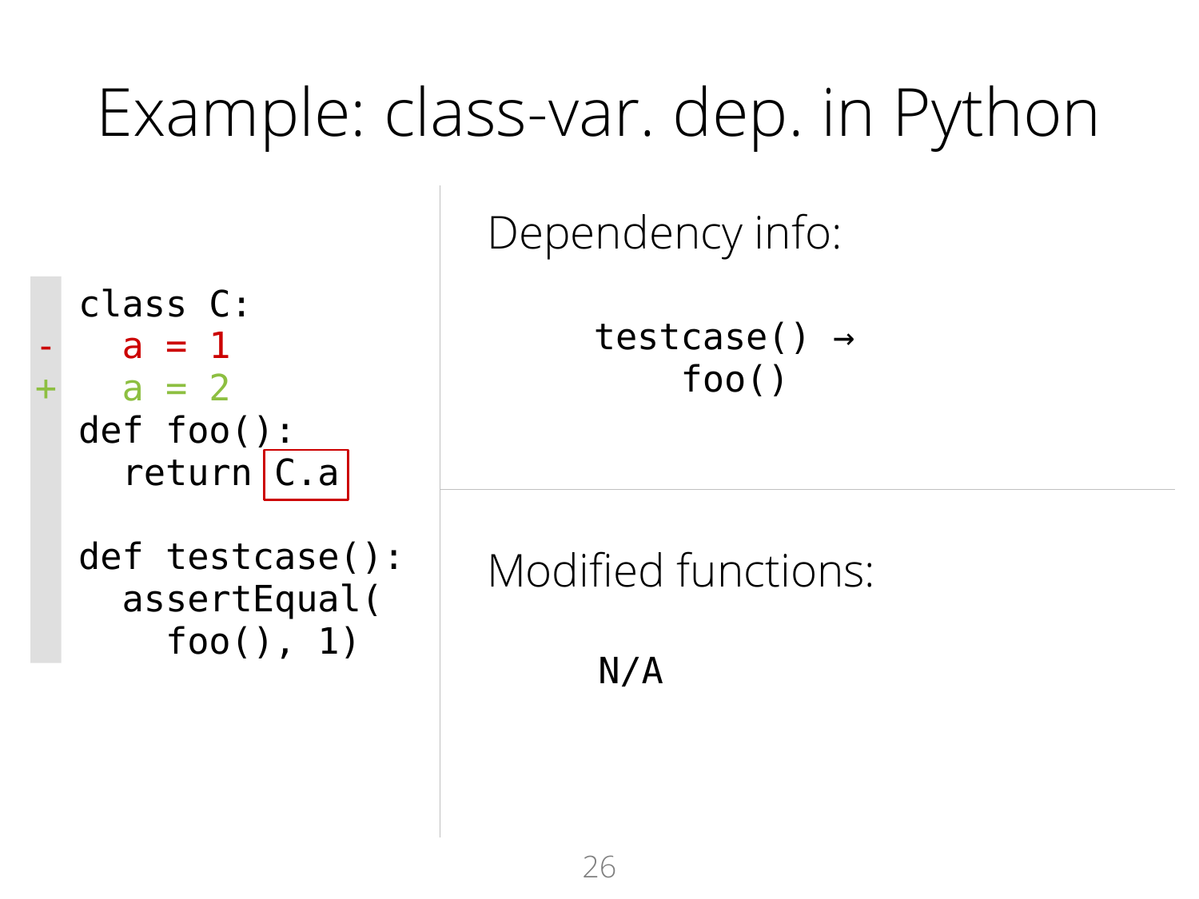# Example: class-var. dep. in Python

```
class C:
-   a = 1
+   a = 2
def foo():
  return C.a

def testcase():
  assertEqual(
    foo(), 1)
```

Dependency info:

```
testcase() →
    foo()
```

Modified functions:

```
N/A
```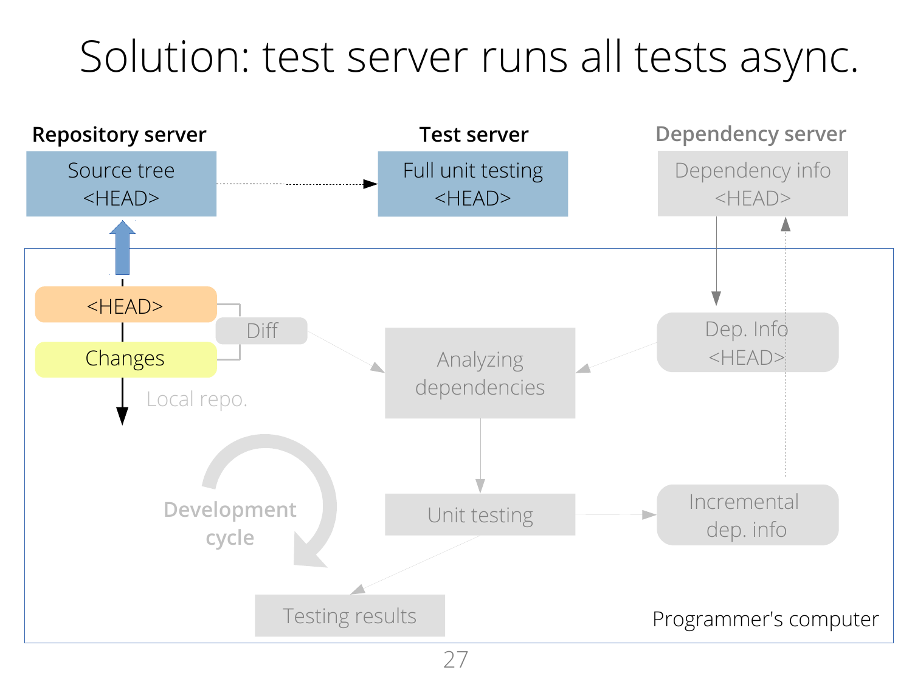# Solution: test server runs all tests async.

**Repository server**

Source tree <HEAD>

**Test server**

Full unit testing <HEAD>

**Dependency server**

Dependency info <HEAD>

<HEAD>

Diff

Changes

Local repo.

Analyzing dependencies

Dep. Info <HEAD>

Development cycle

Unit testing

Incremental dep. info

Testing results

Programmer's computer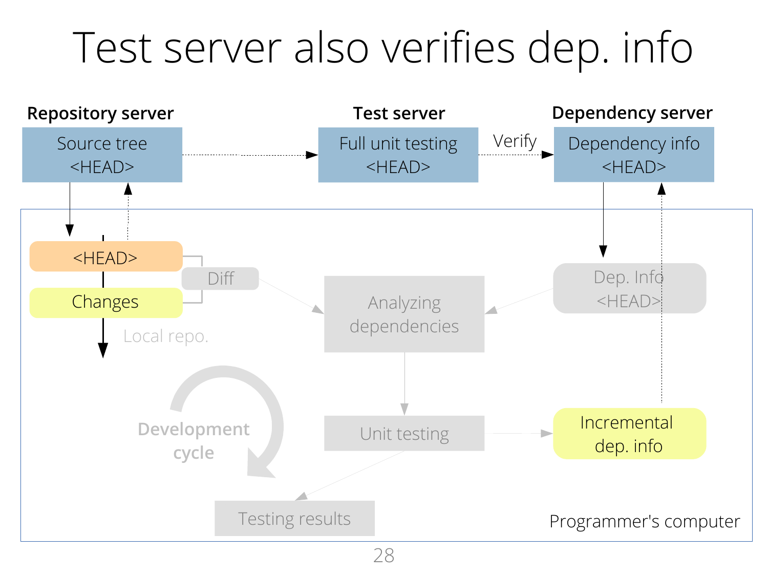# Test server also verifies dep. info

**Repository server**

Source tree <HEAD>

**Test server**

Full unit testing <HEAD>

Verify

**Dependency server**

Dependency info <HEAD>

<HEAD>

Diff

Changes

Local repo.

Analyzing dependencies

Dep. Info <HEAD>

Development cycle

Unit testing

Incremental dep. info

Testing results

Programmer's computer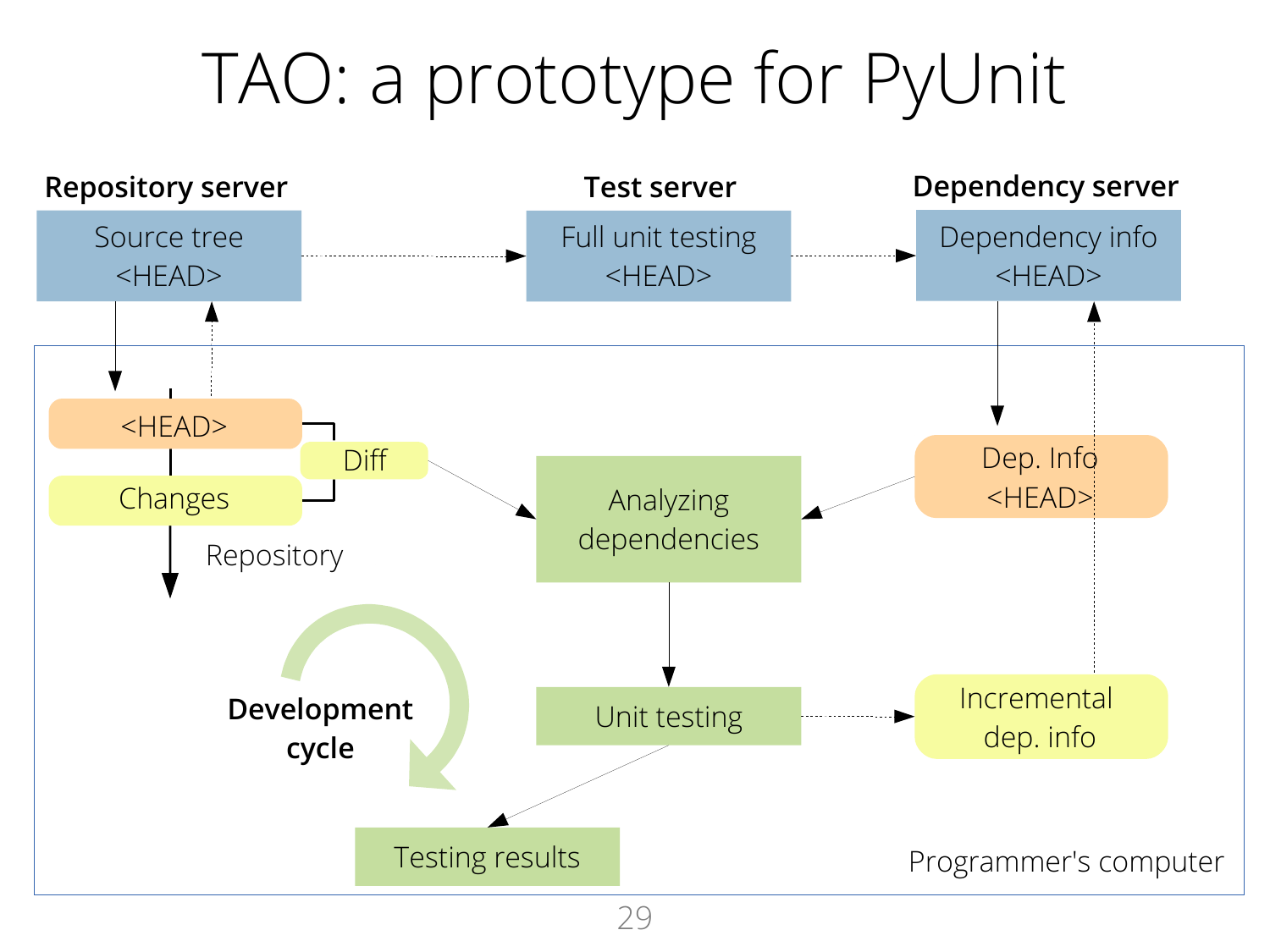# TAO: a prototype for PyUnit

**Repository server**

Source tree <HEAD>

**Test server**

Full unit testing <HEAD>

**Dependency server**

Dependency info <HEAD>

<HEAD>

Diff

Changes

Repository

Analyzing dependencies

Dep. Info <HEAD>

**Development cycle**

Unit testing

Incremental dep. info

Testing results

Programmer's computer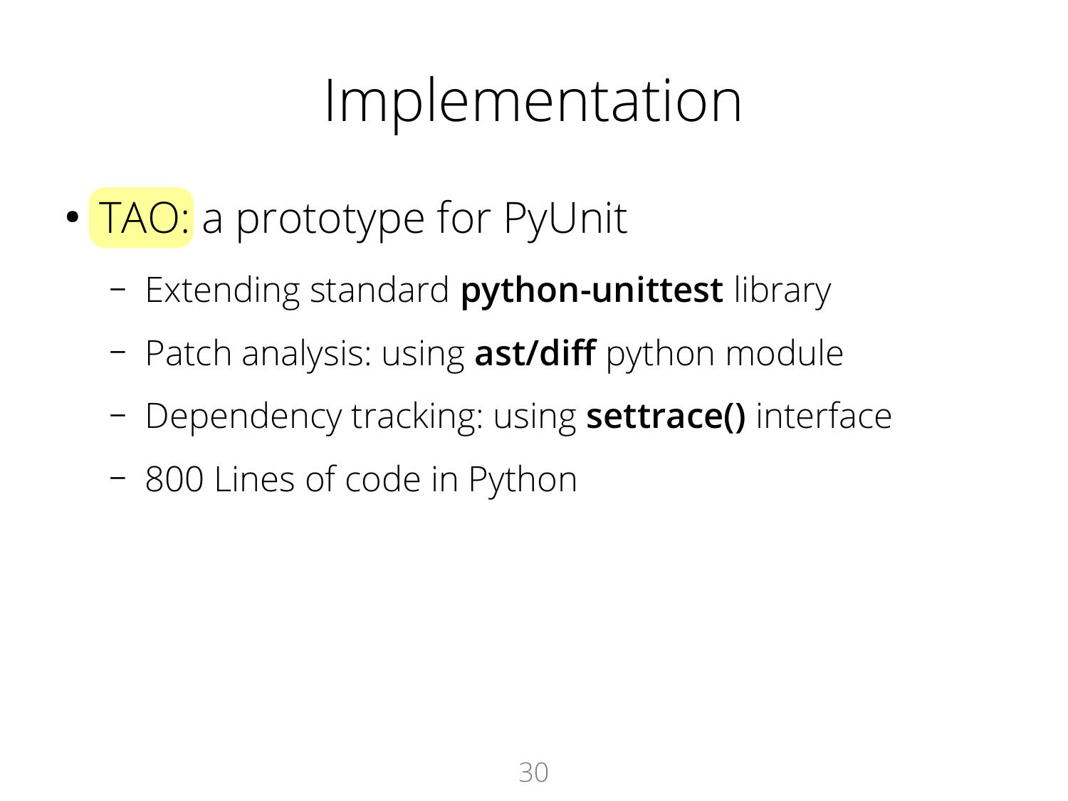# Implementation

- TAO: a prototype for PyUnit
  - Extending standard **python-unittest** library
  - Patch analysis: using **ast/diff** python module
  - Dependency tracking: using **settrace()** interface
  - 800 Lines of code in Python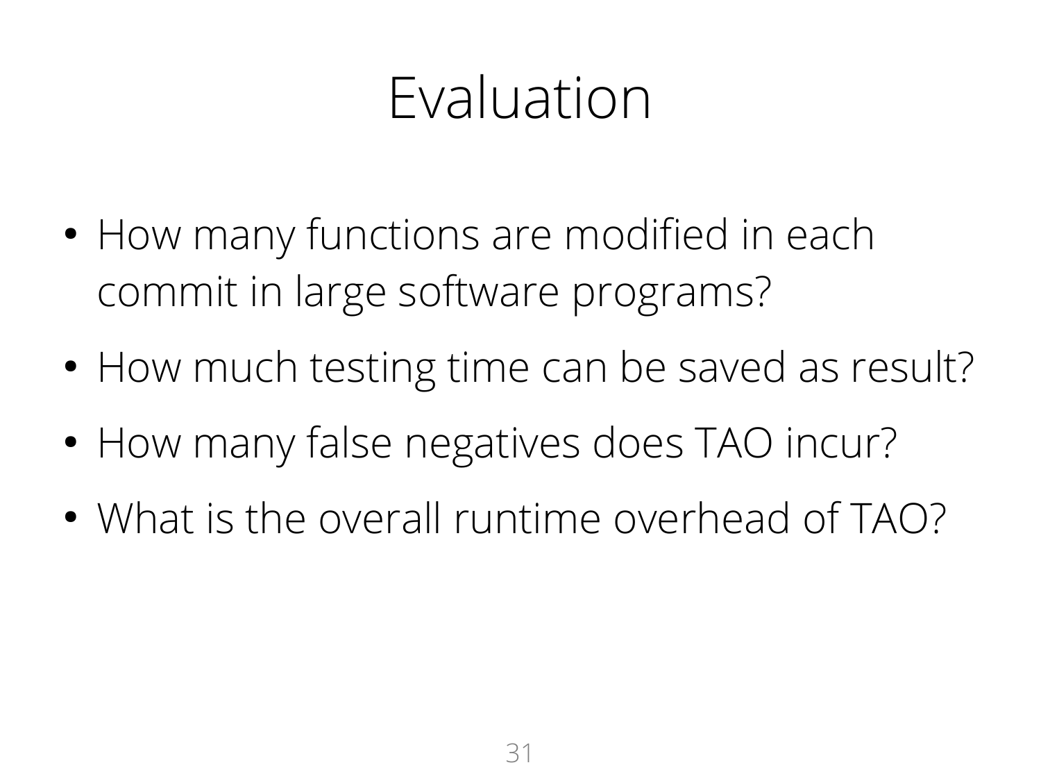# Evaluation

- How many functions are modified in each commit in large software programs?
- How much testing time can be saved as result?
- How many false negatives does TAO incur?
- What is the overall runtime overhead of TAO?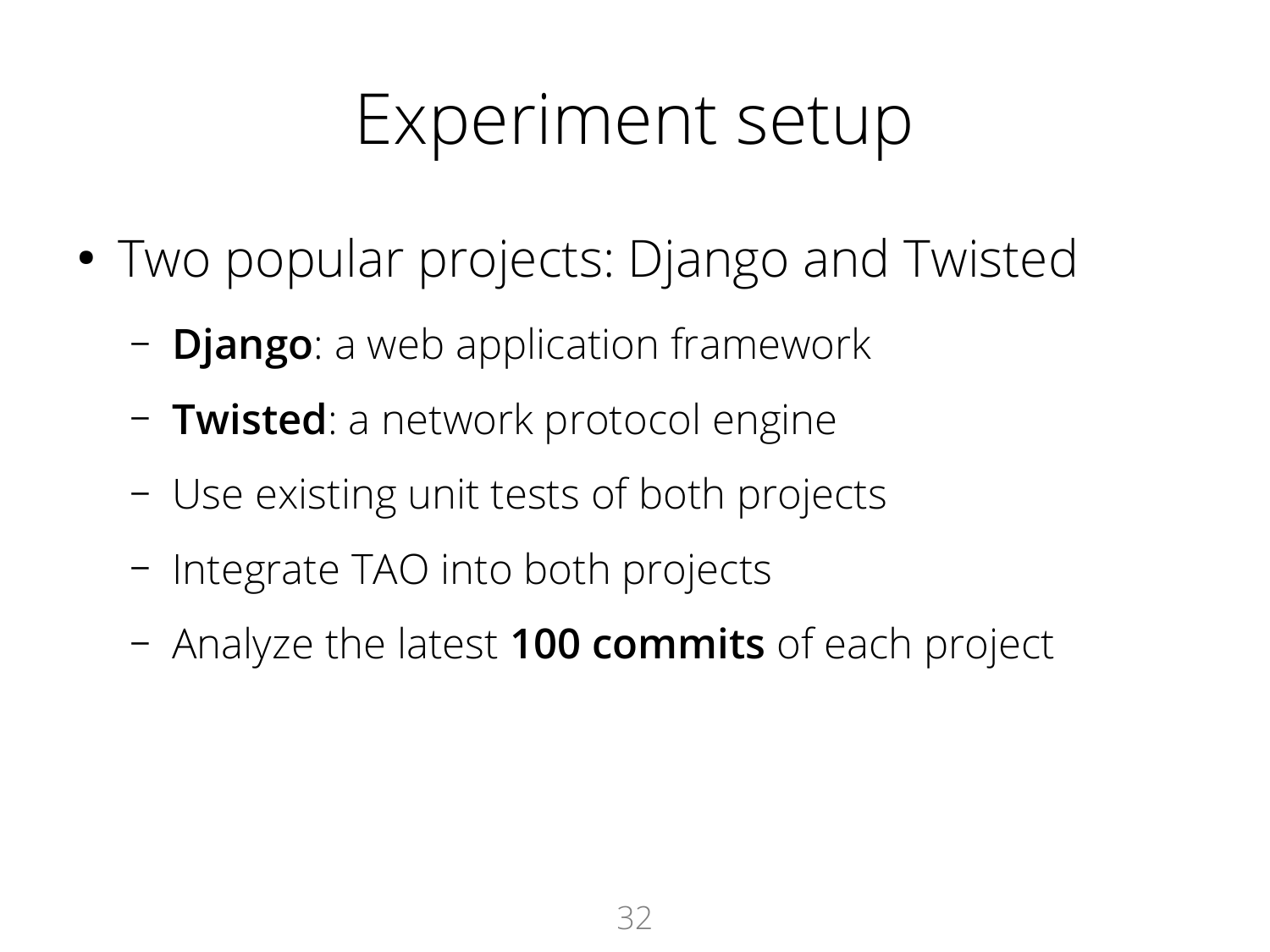# Experiment setup

- Two popular projects: Django and Twisted
  - **Django**: a web application framework
  - **Twisted**: a network protocol engine
  - Use existing unit tests of both projects
  - Integrate TAO into both projects
  - Analyze the latest **100 commits** of each project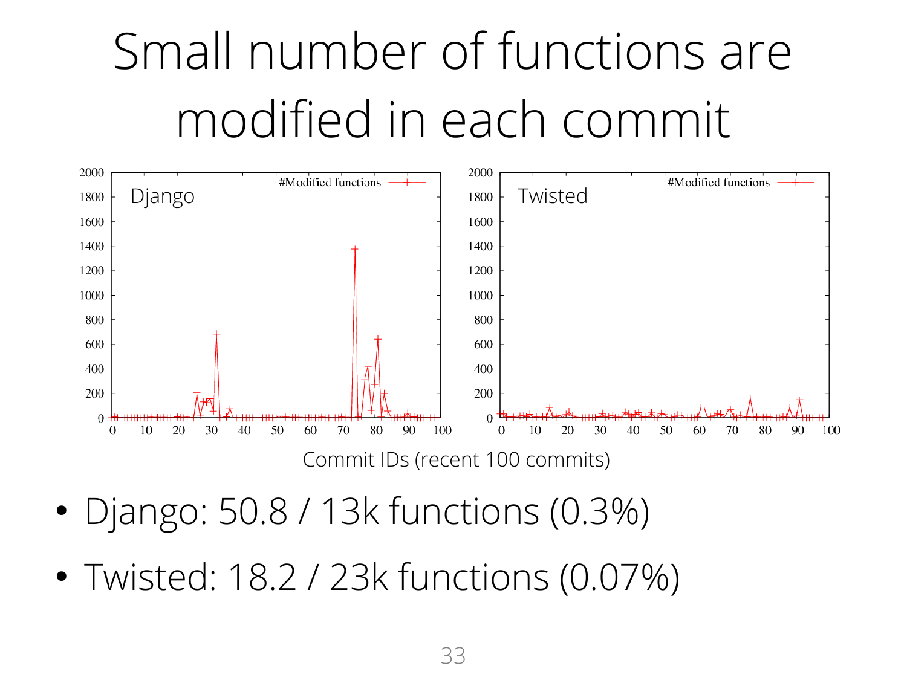# Small number of functions are modified in each commit

Commit IDs (recent 100 commits)

- Django: 50.8 / 13k functions (0.3%)
- Twisted: 18.2 / 23k functions (0.07%)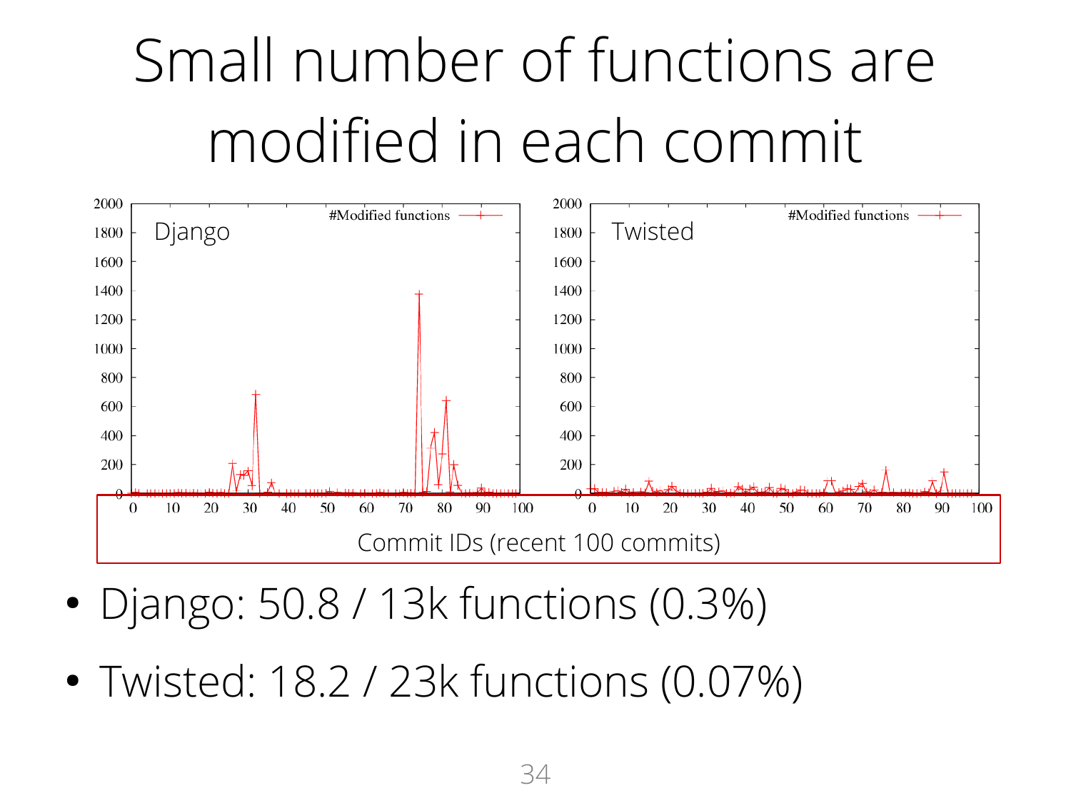# Small number of functions are modified in each commit

Django

Twisted

#Modified functions

Commit IDs (recent 100 commits)

- Django: 50.8 / 13k functions (0.3%)
- Twisted: 18.2 / 23k functions (0.07%)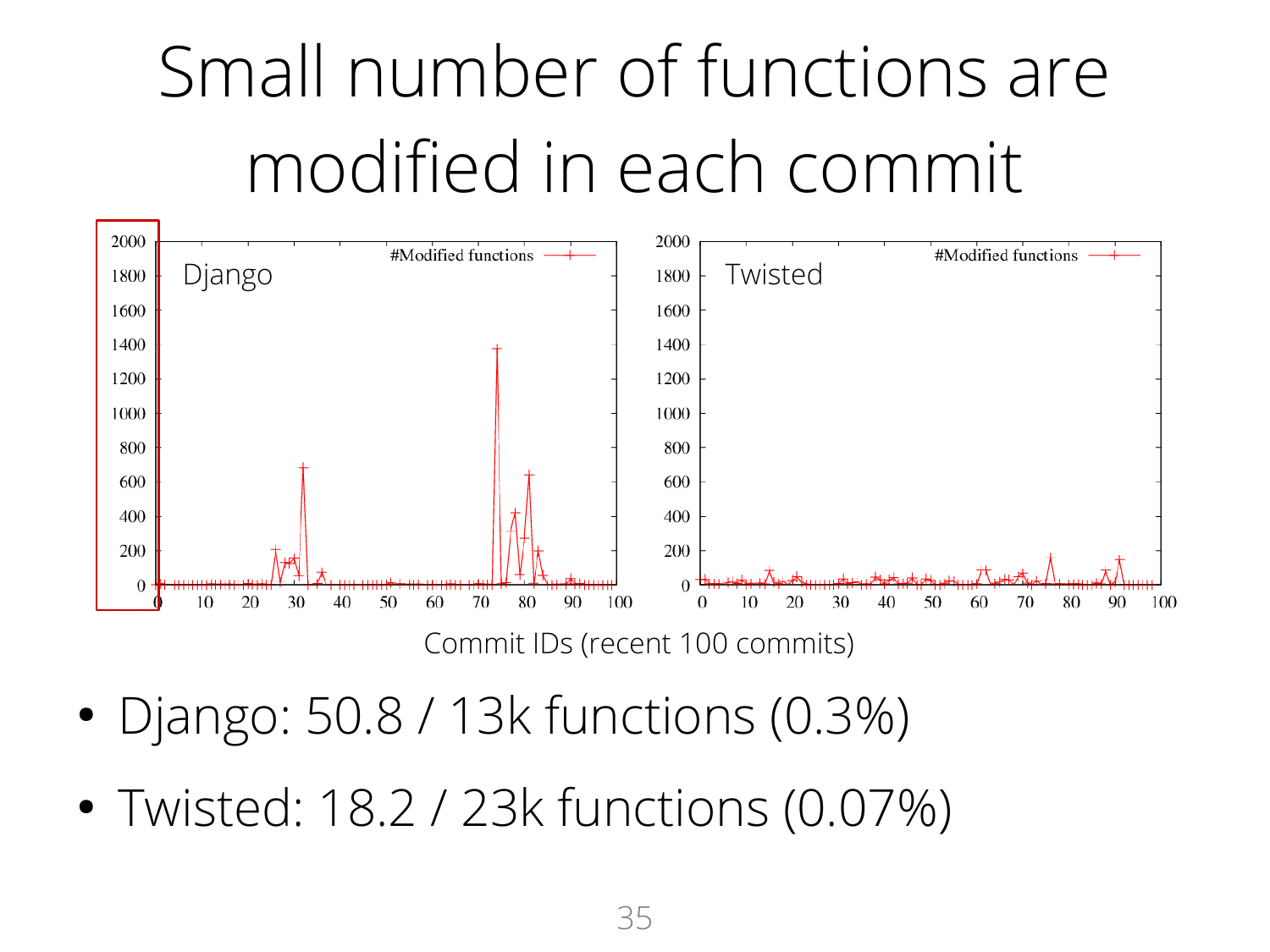# Small number of functions are modified in each commit

Commit IDs (recent 100 commits)

- Django: 50.8 / 13k functions (0.3%)
- Twisted: 18.2 / 23k functions (0.07%)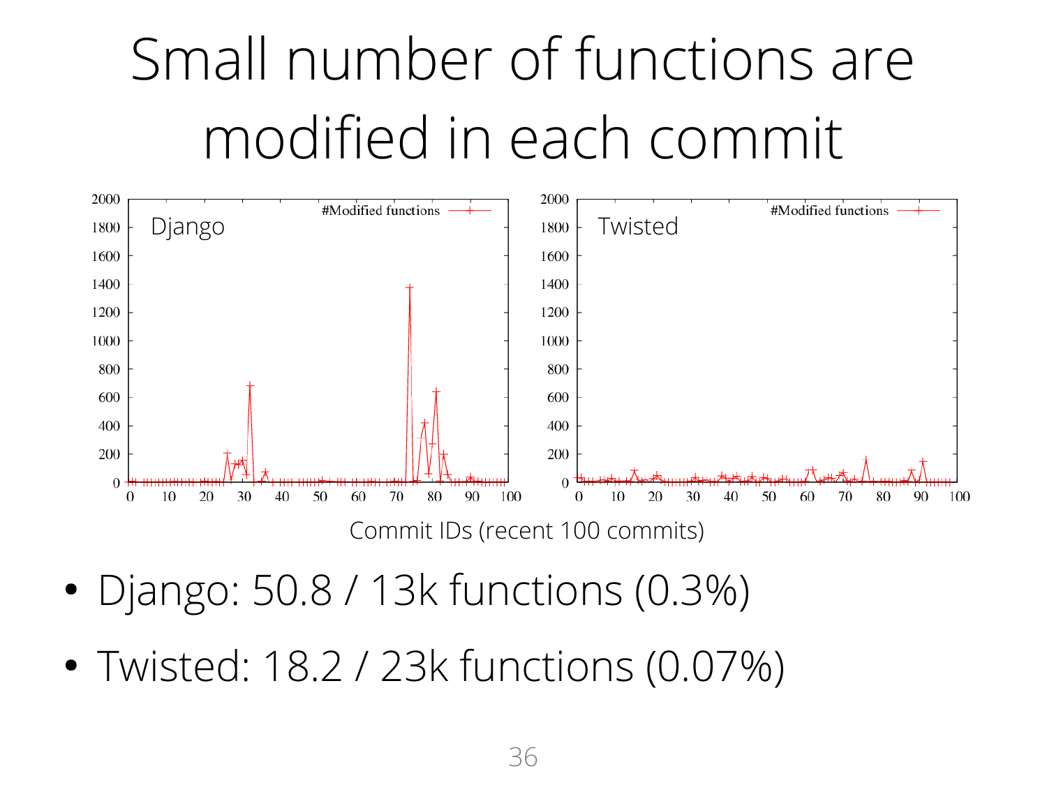# Small number of functions are modified in each commit

Commit IDs (recent 100 commits)

- Django: 50.8 / 13k functions (0.3%)
- Twisted: 18.2 / 23k functions (0.07%)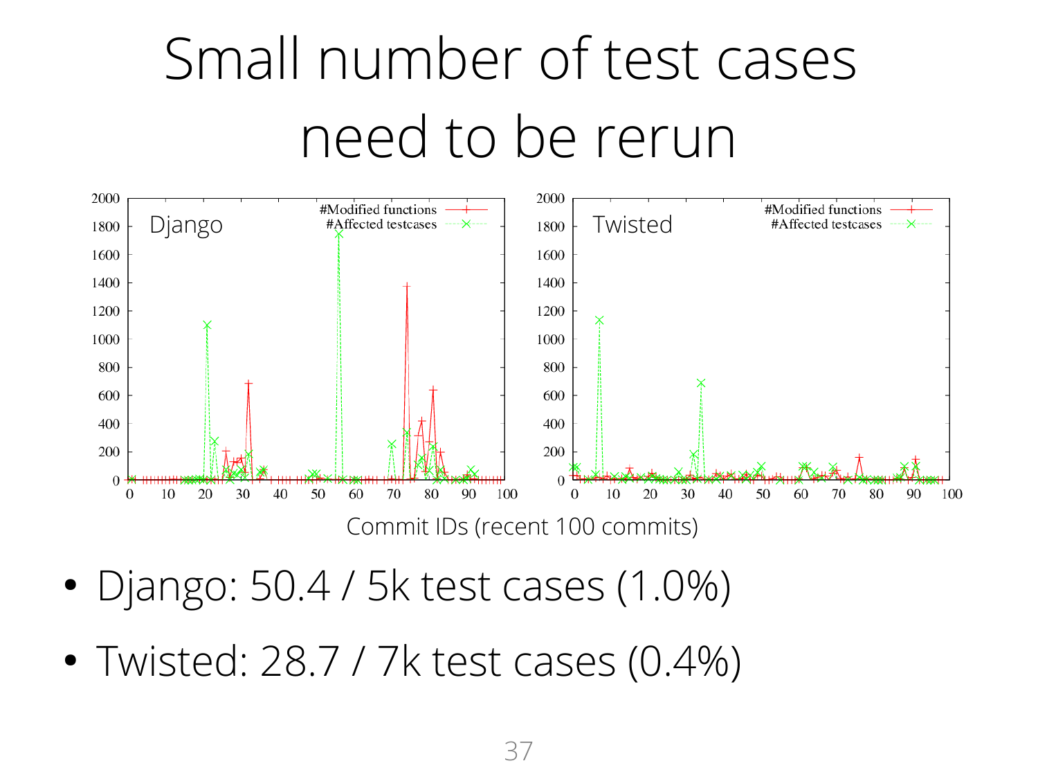# Small number of test cases need to be rerun

Commit IDs (recent 100 commits)

- Django: 50.4 / 5k test cases (1.0%)
- Twisted: 28.7 / 7k test cases (0.4%)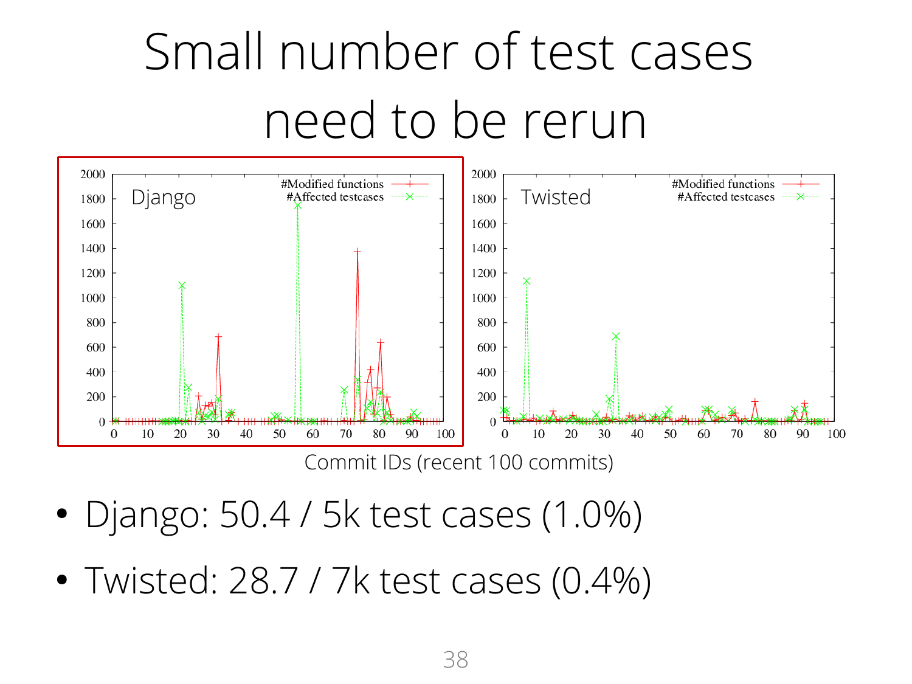# Small number of test cases need to be rerun

Commit IDs (recent 100 commits)

- Django: 50.4 / 5k test cases (1.0%)
- Twisted: 28.7 / 7k test cases (0.4%)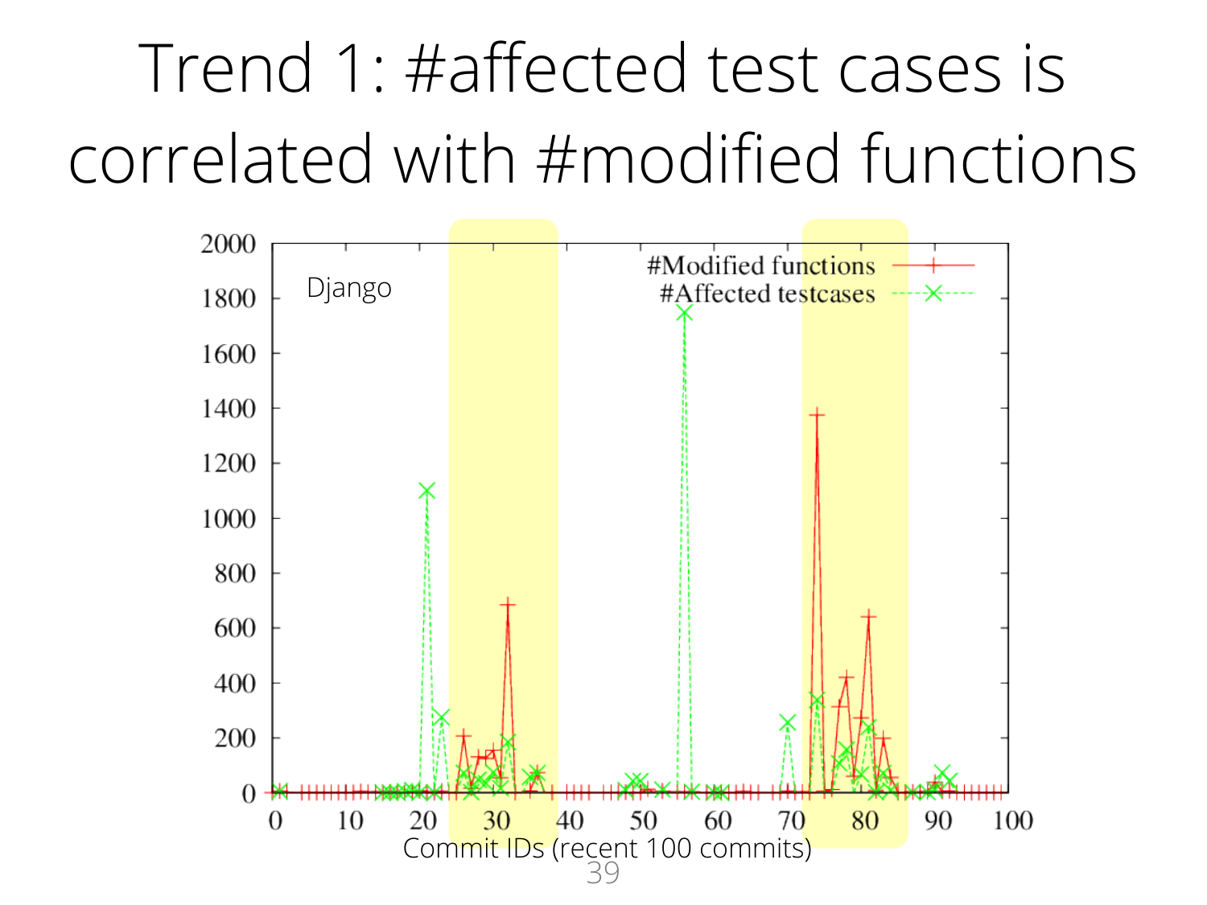# Trend 1: #affected test cases is correlated with #modified functions

Django

#Modified functions

#Affected testcases

Commit IDs (recent 100 commits)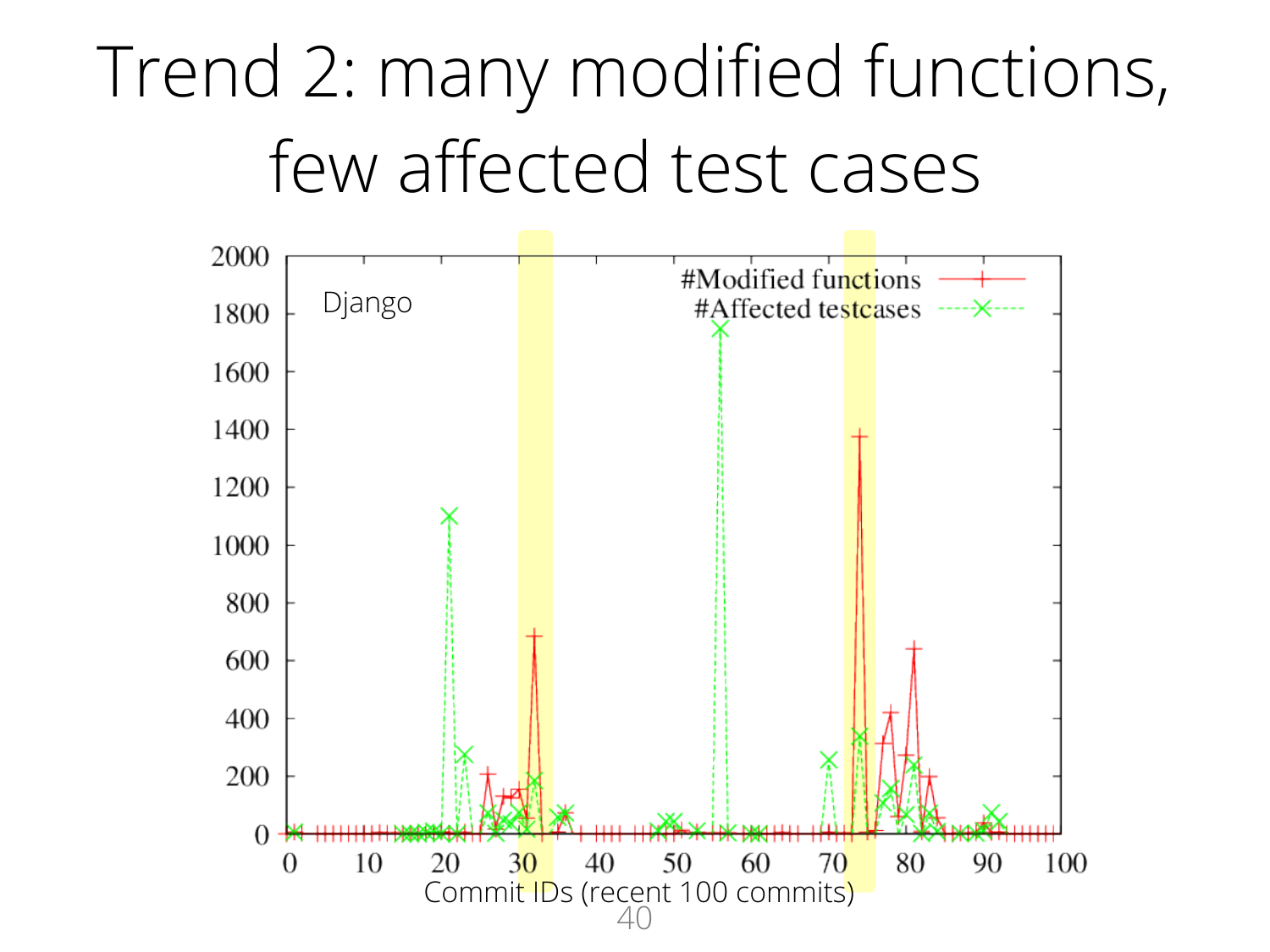# Trend 2: many modified functions, few affected test cases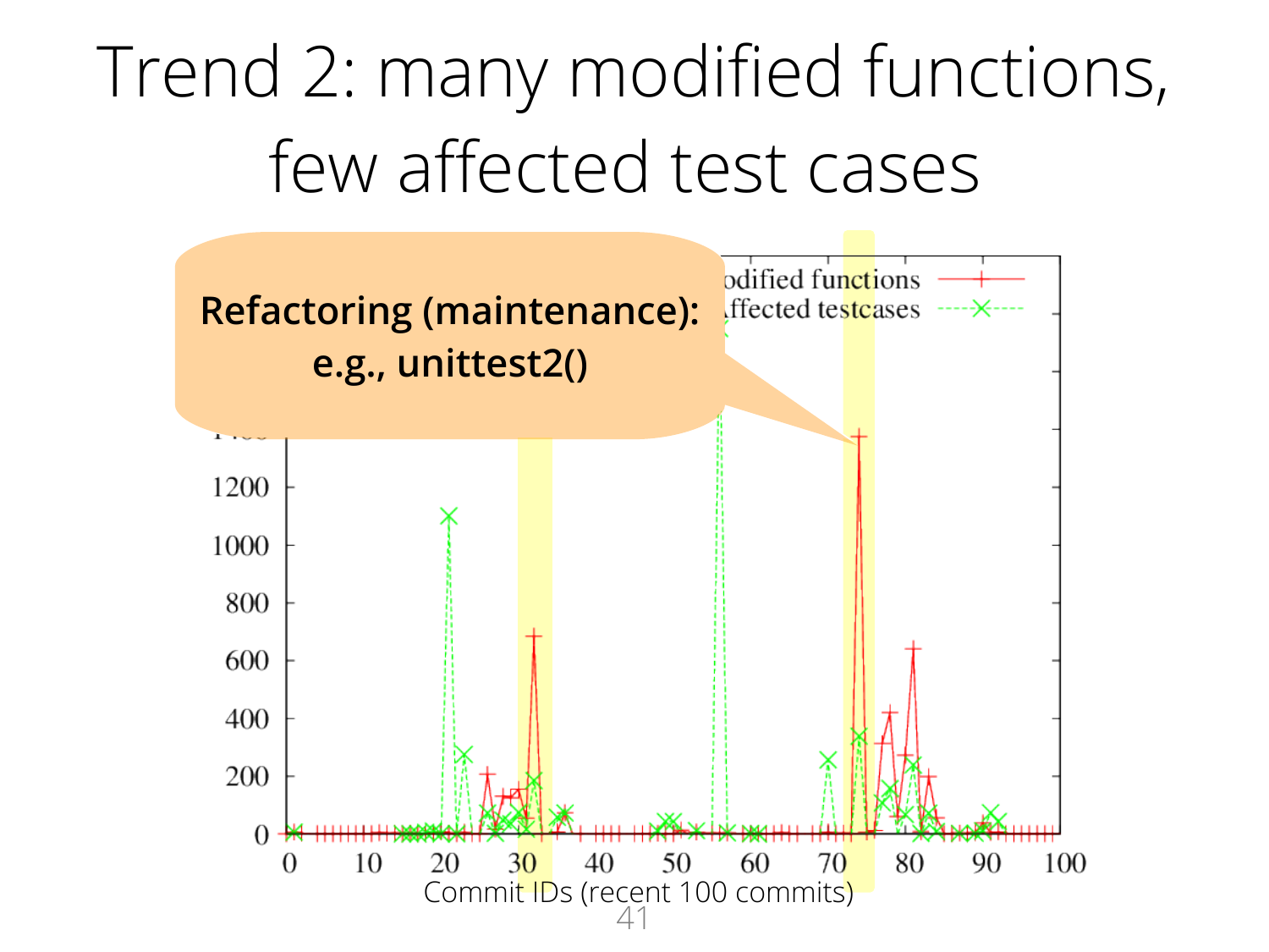# Trend 2: many modified functions, few affected test cases

**Refactoring (maintenance): e.g., unittest2()**

odified functions

ffected testcases

Commit IDs (recent 100 commits)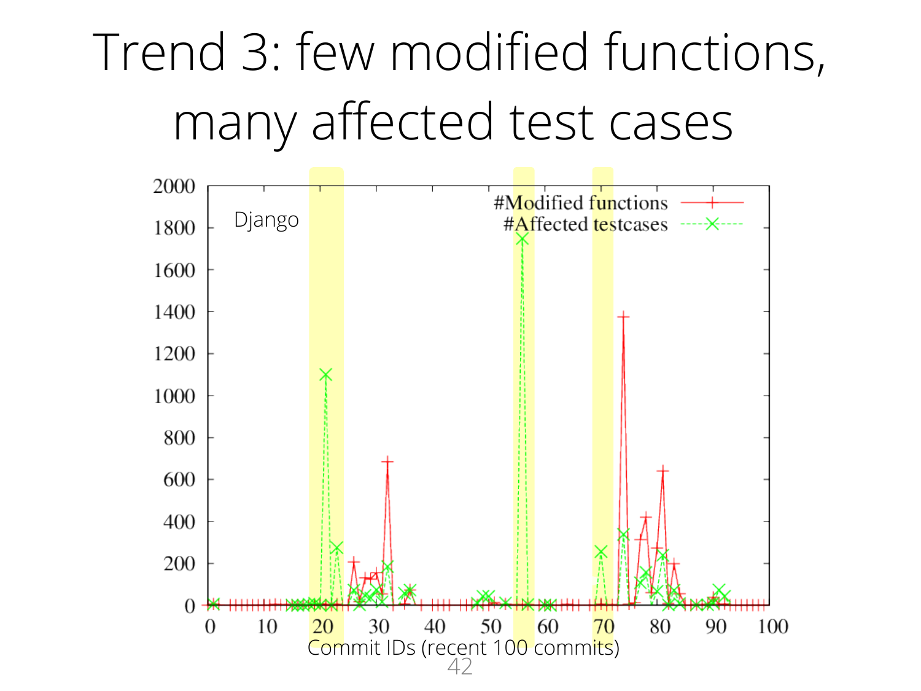# Trend 3: few modified functions, many affected test cases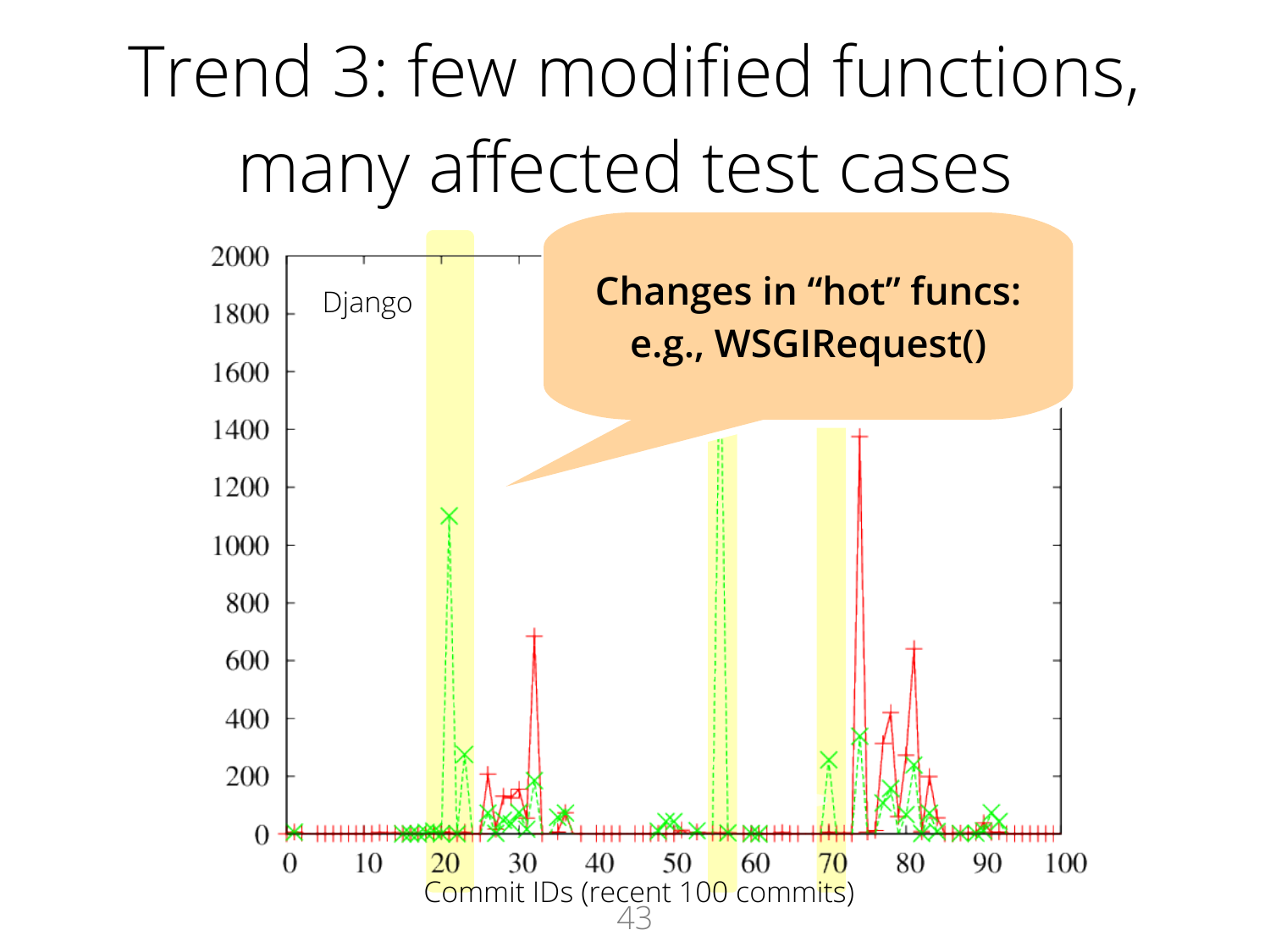# Trend 3: few modified functions, many affected test cases

Django

**Changes in "hot" funcs: e.g., WSGIRequest()**

Commit IDs (recent 100 commits)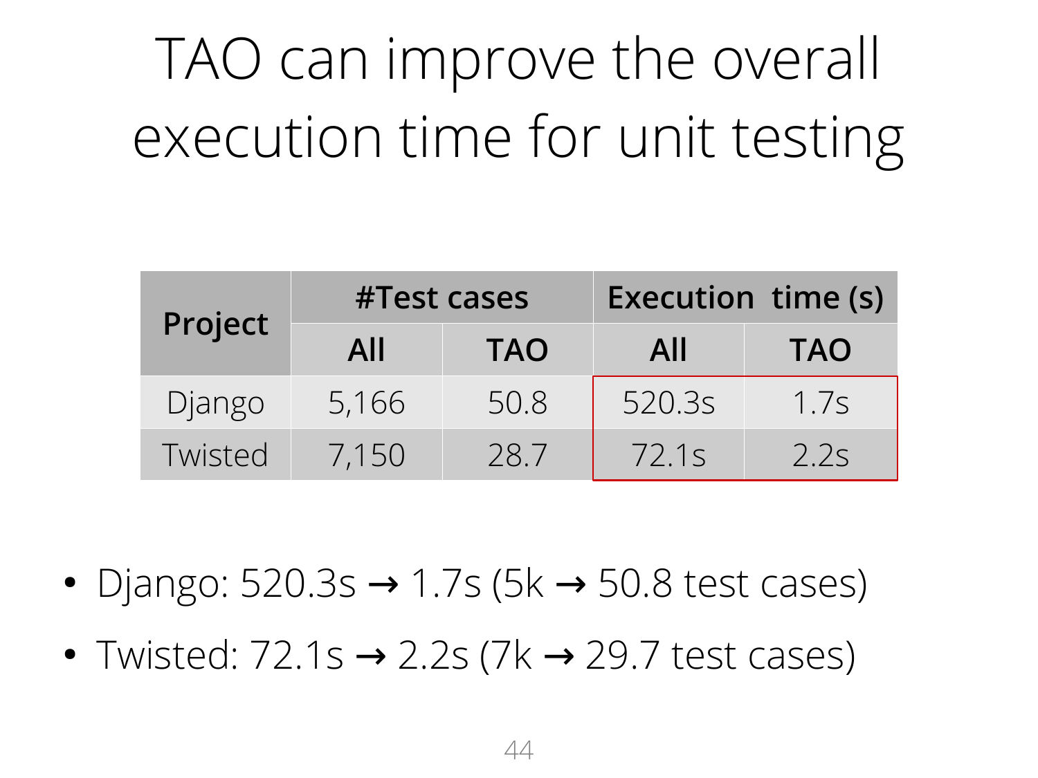# TAO can improve the overall execution time for unit testing

| Project | #Test cases | | Execution time (s) | |
|---|---|---|---|---|
| | All | TAO | All | TAO |
| Django | 5,166 | 50.8 | 520.3s | 1.7s |
| Twisted | 7,150 | 28.7 | 72.1s | 2.2s |

- Django: 520.3s → 1.7s (5k → 50.8 test cases)
- Twisted: 72.1s → 2.2s (7k → 29.7 test cases)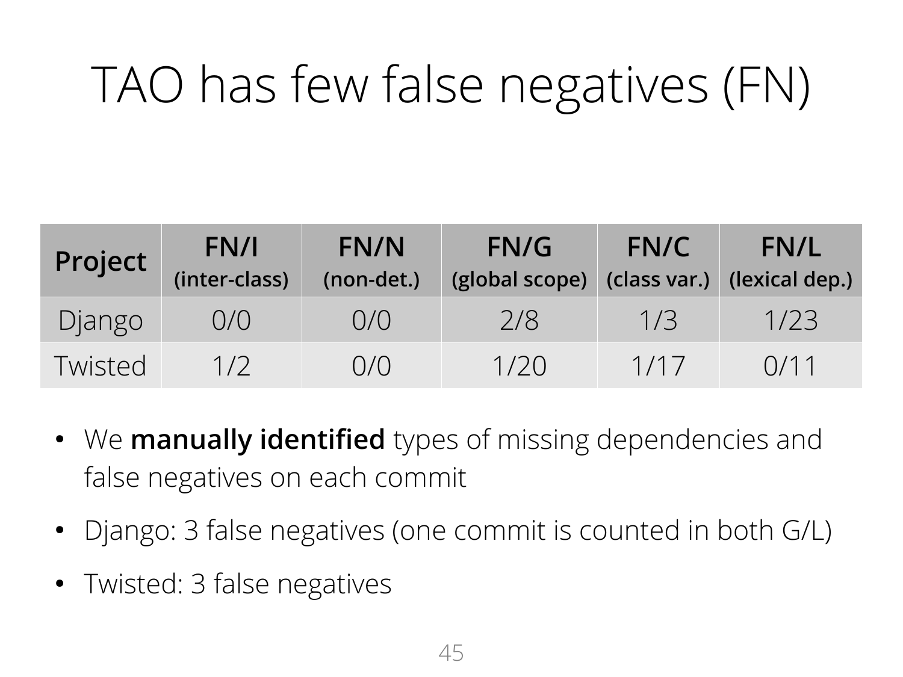# TAO has few false negatives (FN)

| Project | FN/I (inter-class) | FN/N (non-det.) | FN/G (global scope) | FN/C (class var.) | FN/L (lexical dep.) |
|---|---|---|---|---|---|
| Django | 0/0 | 0/0 | 2/8 | 1/3 | 1/23 |
| Twisted | 1/2 | 0/0 | 1/20 | 1/17 | 0/11 |

- We **manually identified** types of missing dependencies and false negatives on each commit
- Django: 3 false negatives (one commit is counted in both G/L)
- Twisted: 3 false negatives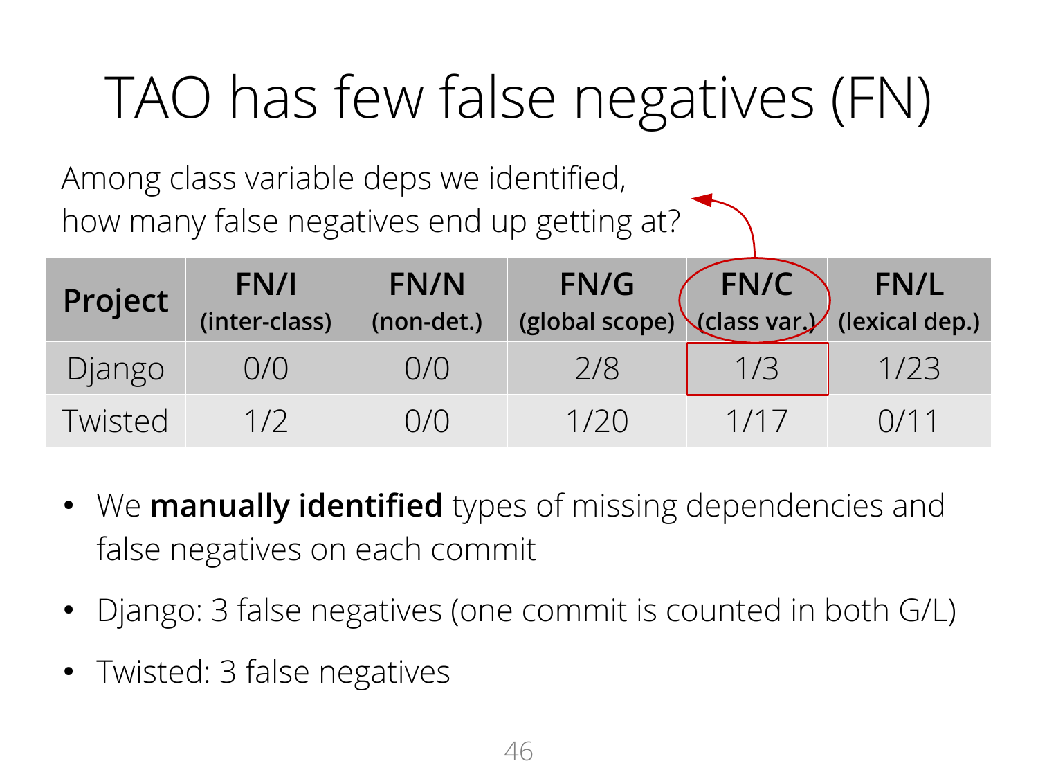# TAO has few false negatives (FN)

Among class variable deps we identified,
how many false negatives end up getting at?

| Project | FN/I (inter-class) | FN/N (non-det.) | FN/G (global scope) | FN/C (class var.) | FN/L (lexical dep.) |
|---|---|---|---|---|---|
| Django | 0/0 | 0/0 | 2/8 | 1/3 | 1/23 |
| Twisted | 1/2 | 0/0 | 1/20 | 1/17 | 0/11 |

- We **manually identified** types of missing dependencies and false negatives on each commit
- Django: 3 false negatives (one commit is counted in both G/L)
- Twisted: 3 false negatives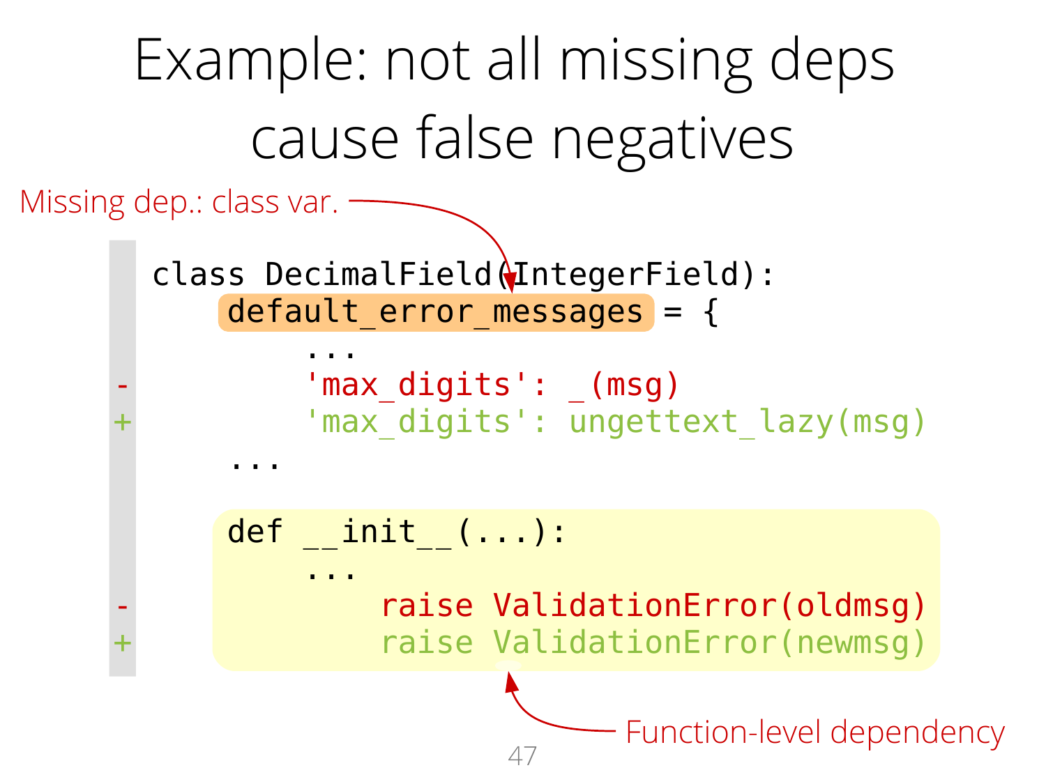# Example: not all missing deps cause false negatives

Missing dep.: class var.

```
  class DecimalField(IntegerField):
      default_error_messages = {
          ...
-         'max_digits': _(msg)
+         'max_digits': ungettext_lazy(msg)
      ...

      def __init__(...):
          ...
-             raise ValidationError(oldmsg)
+             raise ValidationError(newmsg)
```

Function-level dependency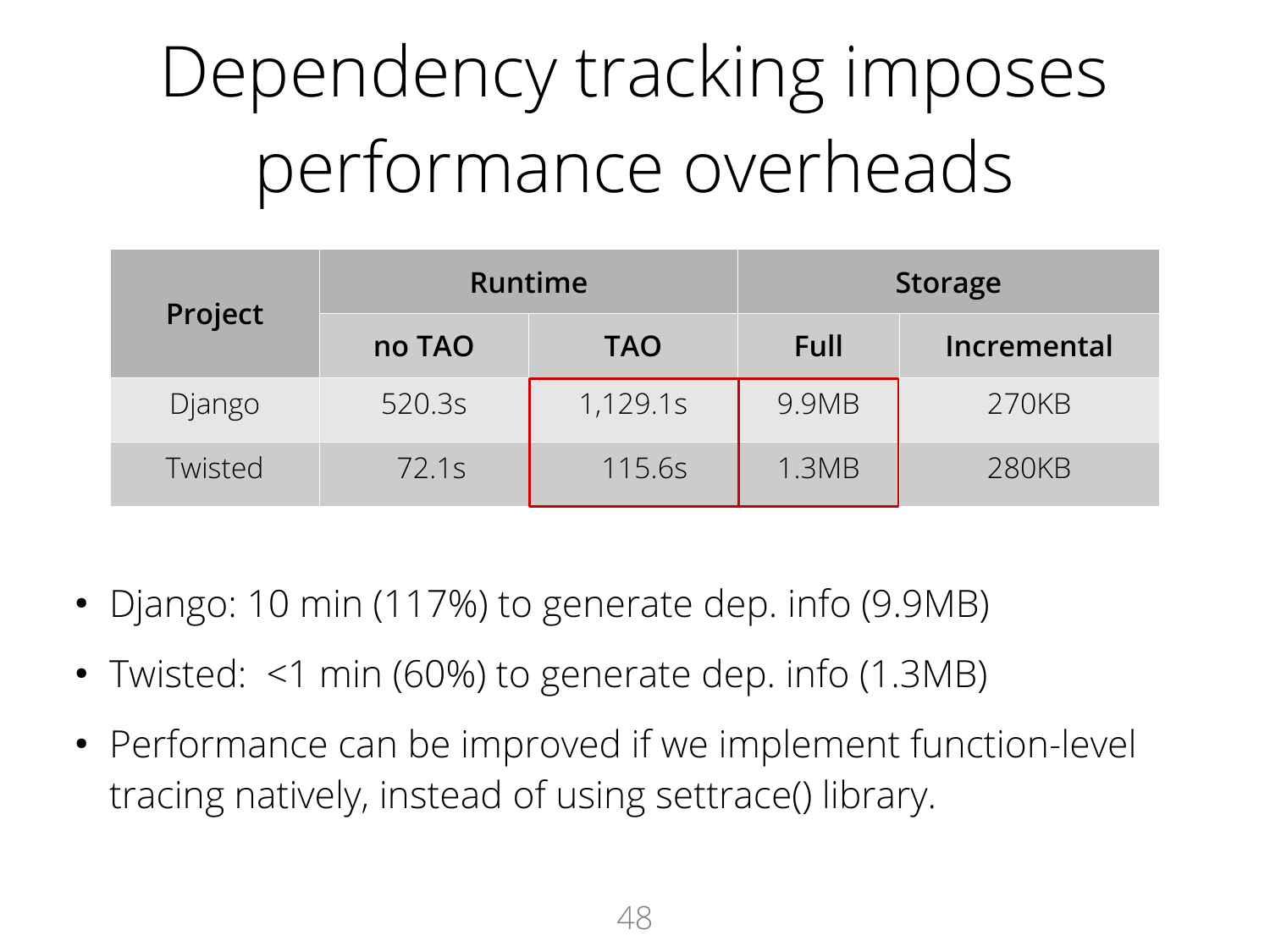# Dependency tracking imposes performance overheads

| Project | Runtime | | Storage | |
|---|---|---|---|---|
| | no TAO | TAO | Full | Incremental |
| Django | 520.3s | 1,129.1s | 9.9MB | 270KB |
| Twisted | 72.1s | 115.6s | 1.3MB | 280KB |

- Django: 10 min (117%) to generate dep. info (9.9MB)
- Twisted: <1 min (60%) to generate dep. info (1.3MB)
- Performance can be improved if we implement function-level tracing natively, instead of using settrace() library.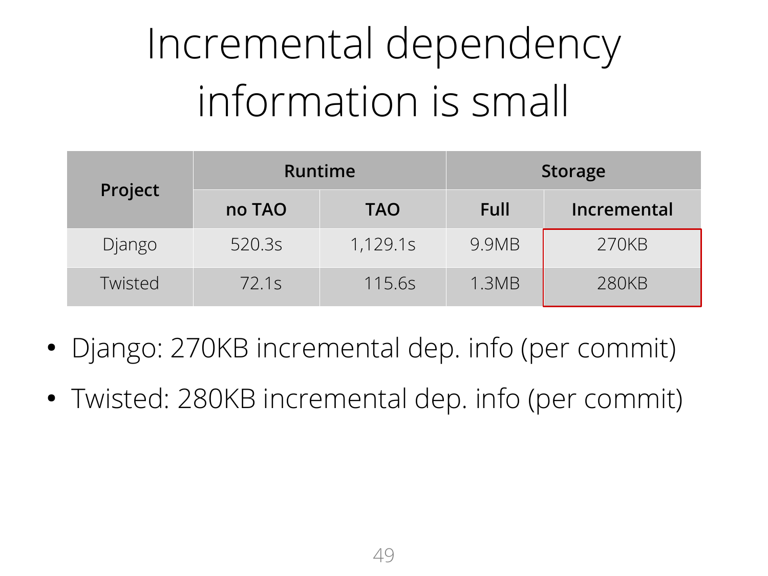# Incremental dependency information is small

| Project | Runtime | | Storage | |
|---|---|---|---|---|
| | no TAO | TAO | Full | Incremental |
| Django | 520.3s | 1,129.1s | 9.9MB | 270KB |
| Twisted | 72.1s | 115.6s | 1.3MB | 280KB |

- Django: 270KB incremental dep. info (per commit)
- Twisted: 280KB incremental dep. info (per commit)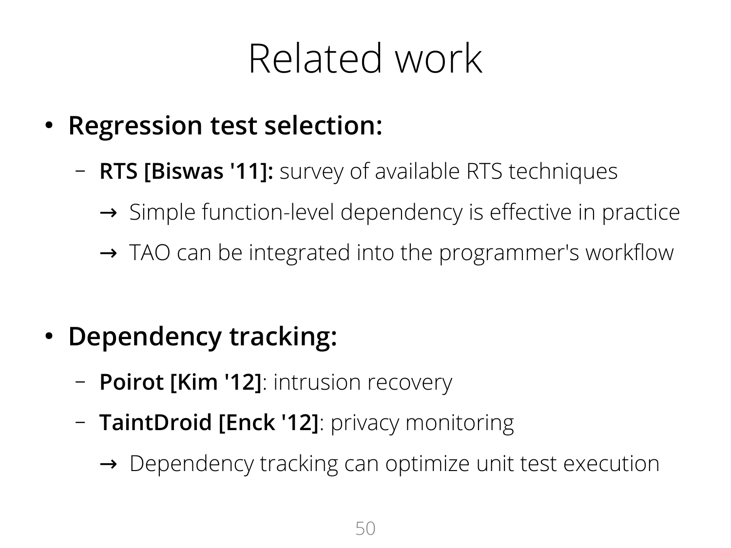# Related work

- **Regression test selection:**
  - **RTS [Biswas '11]:** survey of available RTS techniques
    - → Simple function-level dependency is effective in practice
    - → TAO can be integrated into the programmer's workflow

- **Dependency tracking:**
  - **Poirot [Kim '12]**: intrusion recovery
  - **TaintDroid [Enck '12]**: privacy monitoring
    - → Dependency tracking can optimize unit test execution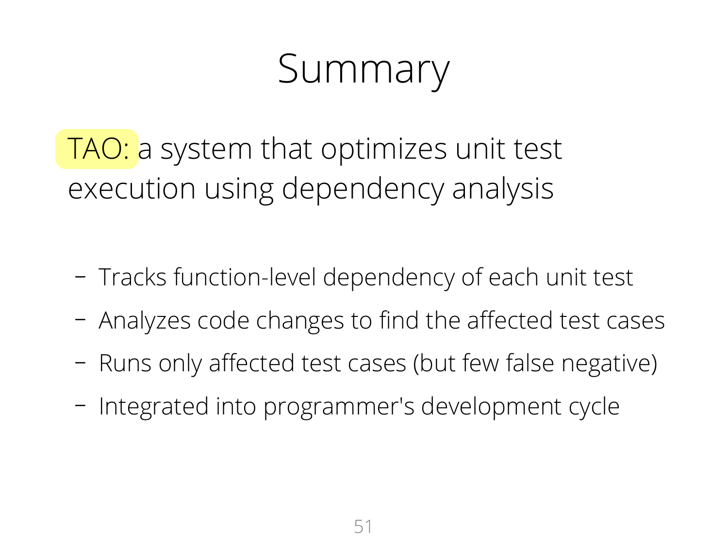# Summary

TAO: a system that optimizes unit test execution using dependency analysis

- Tracks function-level dependency of each unit test
- Analyzes code changes to find the affected test cases
- Runs only affected test cases (but few false negative)
- Integrated into programmer's development cycle